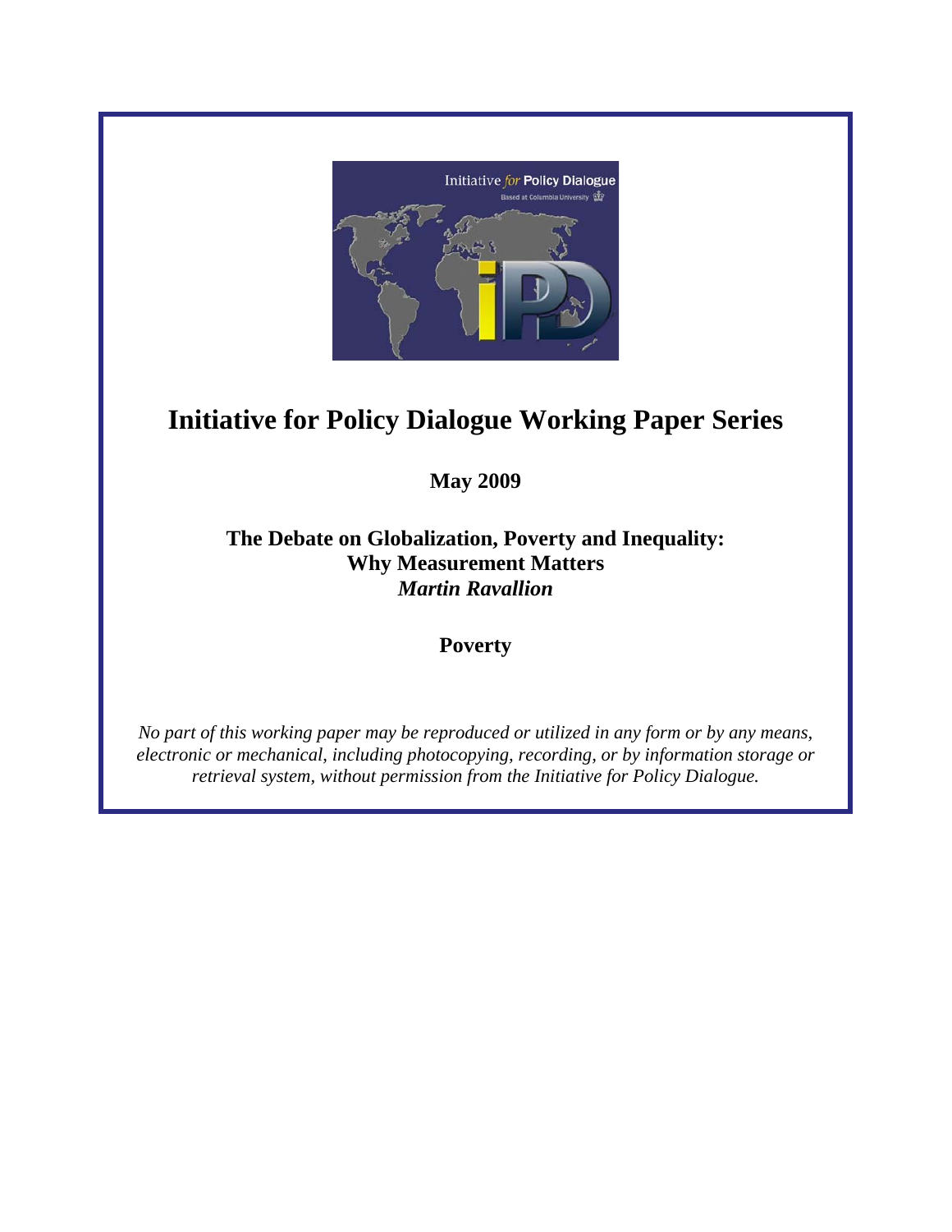# Initiative for Policy Dialogue Working Paper Series

**May 2009**

**The Debate on Globalization, Poverty and Inequality: Why Measurement Matters**
***Martin Ravallion***

**Poverty**

*No part of this working paper may be reproduced or utilized in any form or by any means, electronic or mechanical, including photocopying, recording, or by information storage or retrieval system, without permission from the Initiative for Policy Dialogue.*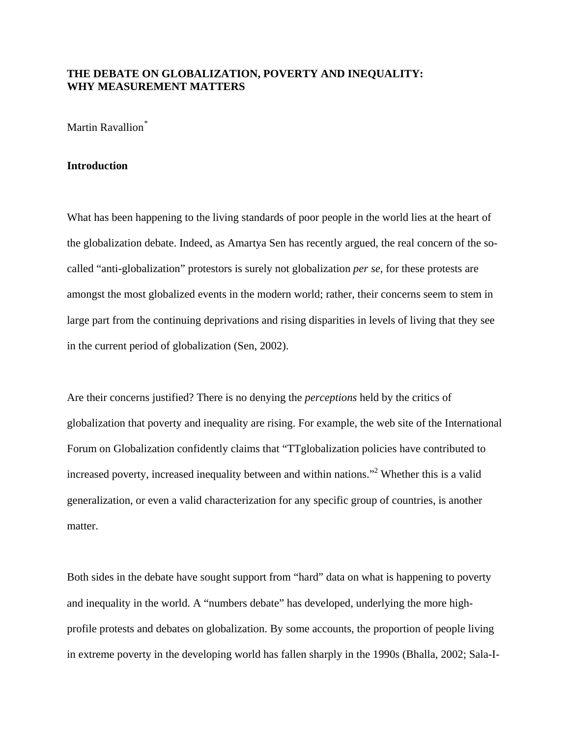# THE DEBATE ON GLOBALIZATION, POVERTY AND INEQUALITY: WHY MEASUREMENT MATTERS

Martin Ravallion[*]

## Introduction

What has been happening to the living standards of poor people in the world lies at the heart of the globalization debate. Indeed, as Amartya Sen has recently argued, the real concern of the so-called "anti-globalization" protestors is surely not globalization *per se*, for these protests are amongst the most globalized events in the modern world; rather, their concerns seem to stem in large part from the continuing deprivations and rising disparities in levels of living that they see in the current period of globalization (Sen, 2002).

Are their concerns justified? There is no denying the *perceptions* held by the critics of globalization that poverty and inequality are rising. For example, the web site of the International Forum on Globalization confidently claims that "TTglobalization policies have contributed to increased poverty, increased inequality between and within nations."[2] Whether this is a valid generalization, or even a valid characterization for any specific group of countries, is another matter.

Both sides in the debate have sought support from "hard" data on what is happening to poverty and inequality in the world. A "numbers debate" has developed, underlying the more high-profile protests and debates on globalization. By some accounts, the proportion of people living in extreme poverty in the developing world has fallen sharply in the 1990s (Bhalla, 2002; Sala-I-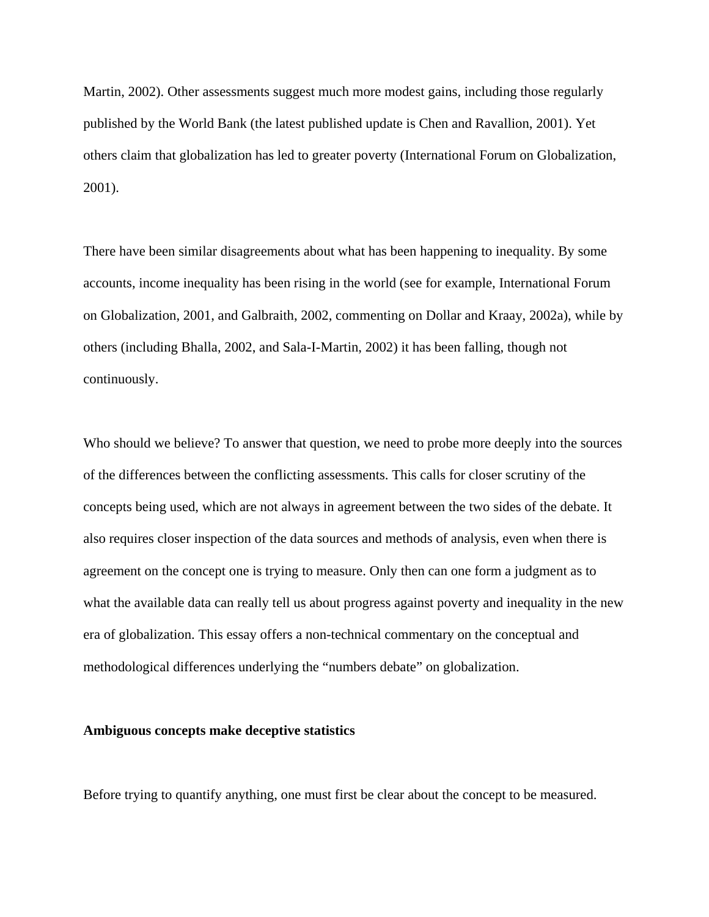Martin, 2002). Other assessments suggest much more modest gains, including those regularly published by the World Bank (the latest published update is Chen and Ravallion, 2001). Yet others claim that globalization has led to greater poverty (International Forum on Globalization, 2001).

There have been similar disagreements about what has been happening to inequality. By some accounts, income inequality has been rising in the world (see for example, International Forum on Globalization, 2001, and Galbraith, 2002, commenting on Dollar and Kraay, 2002a), while by others (including Bhalla, 2002, and Sala-I-Martin, 2002) it has been falling, though not continuously.

Who should we believe? To answer that question, we need to probe more deeply into the sources of the differences between the conflicting assessments. This calls for closer scrutiny of the concepts being used, which are not always in agreement between the two sides of the debate. It also requires closer inspection of the data sources and methods of analysis, even when there is agreement on the concept one is trying to measure. Only then can one form a judgment as to what the available data can really tell us about progress against poverty and inequality in the new era of globalization. This essay offers a non-technical commentary on the conceptual and methodological differences underlying the "numbers debate" on globalization.

**Ambiguous concepts make deceptive statistics**

Before trying to quantify anything, one must first be clear about the concept to be measured.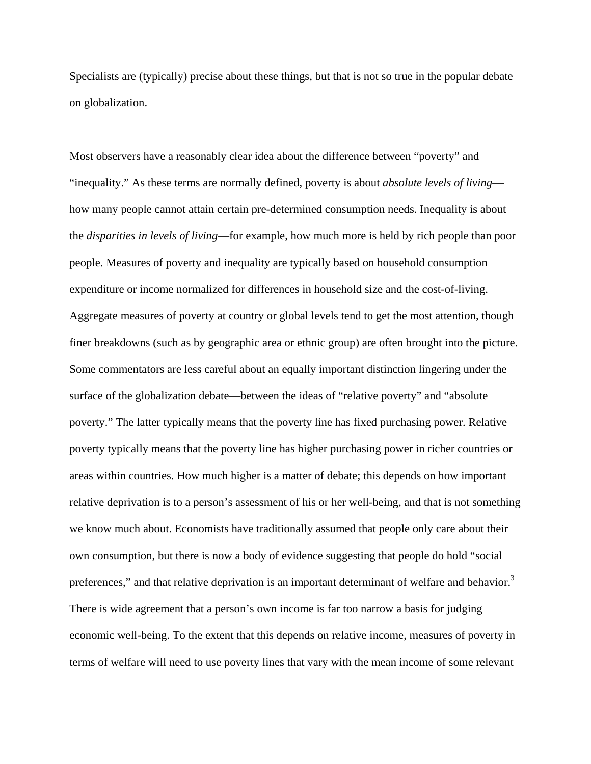Specialists are (typically) precise about these things, but that is not so true in the popular debate on globalization.

Most observers have a reasonably clear idea about the difference between "poverty" and "inequality." As these terms are normally defined, poverty is about *absolute levels of living*—how many people cannot attain certain pre-determined consumption needs. Inequality is about the *disparities in levels of living*—for example, how much more is held by rich people than poor people. Measures of poverty and inequality are typically based on household consumption expenditure or income normalized for differences in household size and the cost-of-living. Aggregate measures of poverty at country or global levels tend to get the most attention, though finer breakdowns (such as by geographic area or ethnic group) are often brought into the picture. Some commentators are less careful about an equally important distinction lingering under the surface of the globalization debate—between the ideas of "relative poverty" and "absolute poverty." The latter typically means that the poverty line has fixed purchasing power. Relative poverty typically means that the poverty line has higher purchasing power in richer countries or areas within countries. How much higher is a matter of debate; this depends on how important relative deprivation is to a person's assessment of his or her well-being, and that is not something we know much about. Economists have traditionally assumed that people only care about their own consumption, but there is now a body of evidence suggesting that people do hold "social preferences," and that relative deprivation is an important determinant of welfare and behavior.[3] There is wide agreement that a person's own income is far too narrow a basis for judging economic well-being. To the extent that this depends on relative income, measures of poverty in terms of welfare will need to use poverty lines that vary with the mean income of some relevant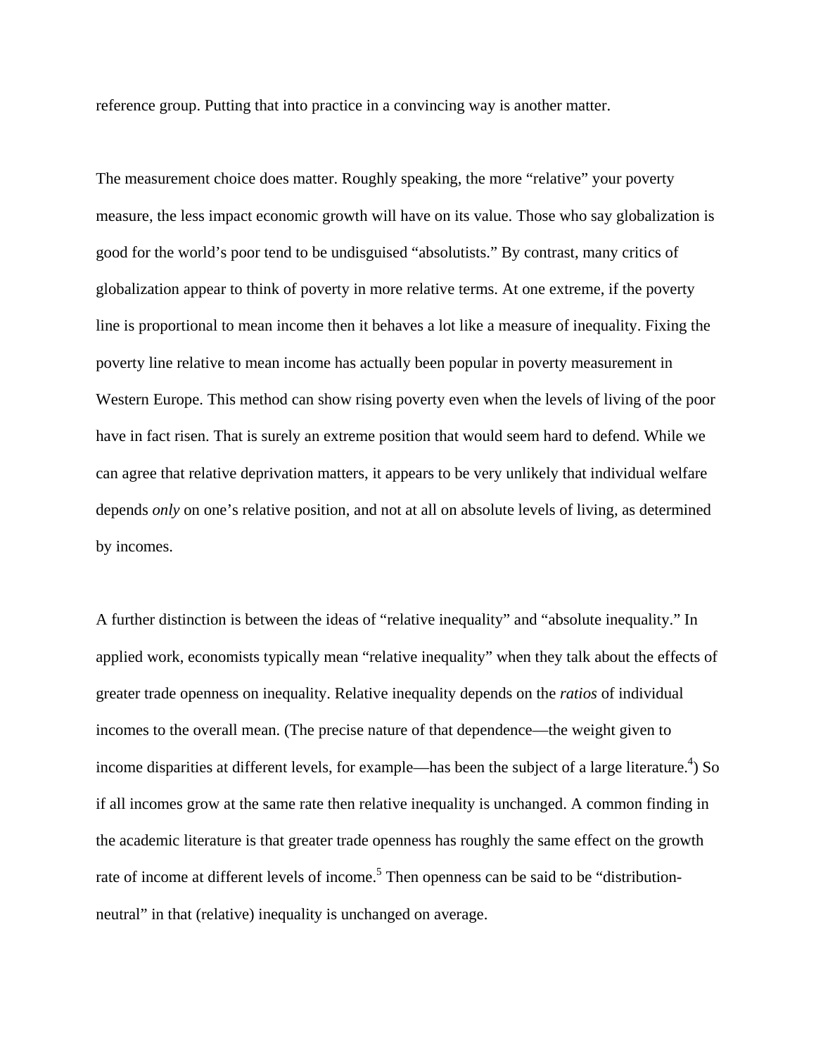reference group. Putting that into practice in a convincing way is another matter.

The measurement choice does matter. Roughly speaking, the more "relative" your poverty measure, the less impact economic growth will have on its value. Those who say globalization is good for the world's poor tend to be undisguised "absolutists." By contrast, many critics of globalization appear to think of poverty in more relative terms. At one extreme, if the poverty line is proportional to mean income then it behaves a lot like a measure of inequality. Fixing the poverty line relative to mean income has actually been popular in poverty measurement in Western Europe. This method can show rising poverty even when the levels of living of the poor have in fact risen. That is surely an extreme position that would seem hard to defend. While we can agree that relative deprivation matters, it appears to be very unlikely that individual welfare depends *only* on one's relative position, and not at all on absolute levels of living, as determined by incomes.

A further distinction is between the ideas of "relative inequality" and "absolute inequality." In applied work, economists typically mean "relative inequality" when they talk about the effects of greater trade openness on inequality. Relative inequality depends on the *ratios* of individual incomes to the overall mean. (The precise nature of that dependence—the weight given to income disparities at different levels, for example—has been the subject of a large literature.[4]) So if all incomes grow at the same rate then relative inequality is unchanged. A common finding in the academic literature is that greater trade openness has roughly the same effect on the growth rate of income at different levels of income.[5] Then openness can be said to be "distribution-neutral" in that (relative) inequality is unchanged on average.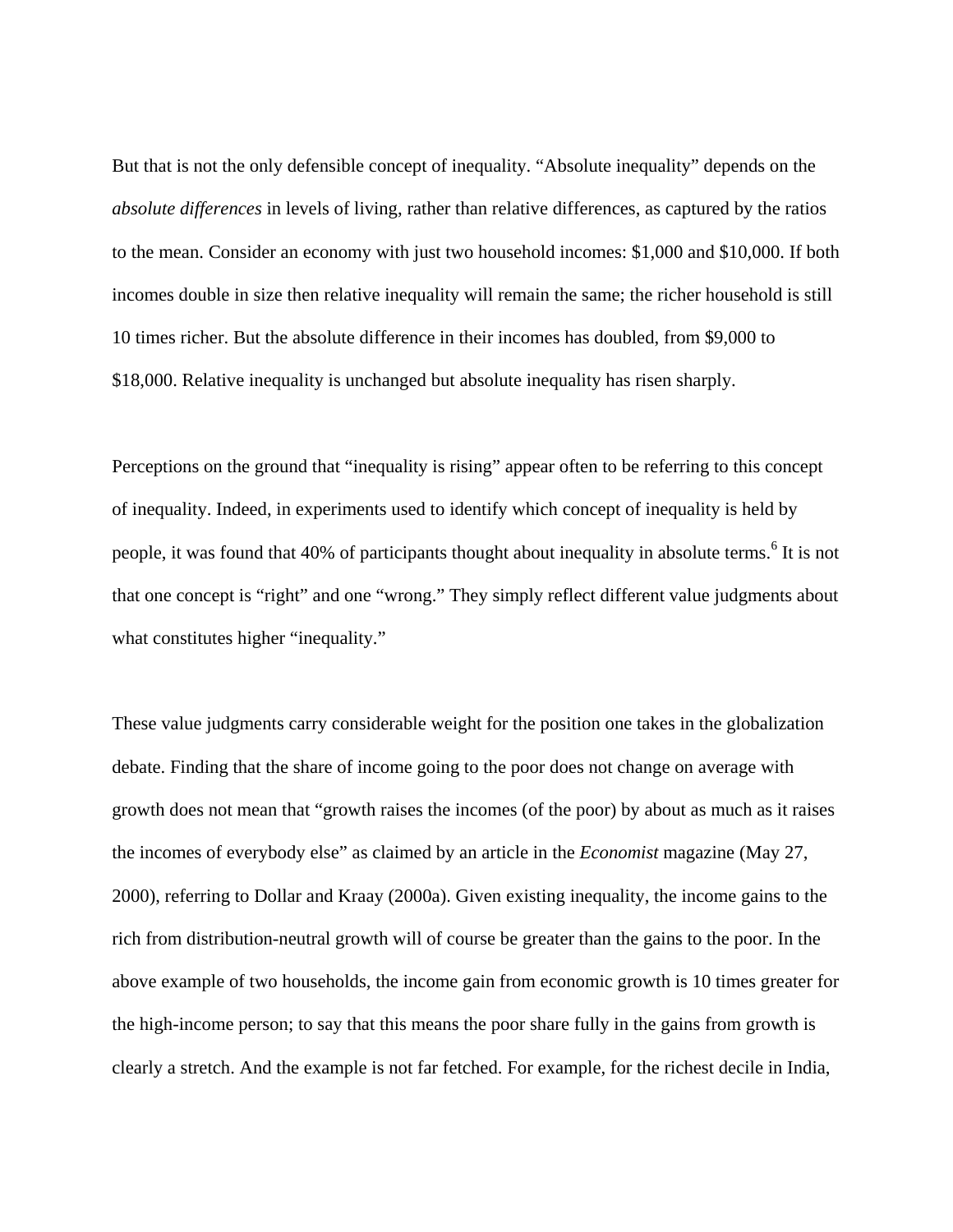But that is not the only defensible concept of inequality. “Absolute inequality” depends on the *absolute differences* in levels of living, rather than relative differences, as captured by the ratios to the mean. Consider an economy with just two household incomes: $1,000 and $10,000. If both incomes double in size then relative inequality will remain the same; the richer household is still 10 times richer. But the absolute difference in their incomes has doubled, from $9,000 to $18,000. Relative inequality is unchanged but absolute inequality has risen sharply.

Perceptions on the ground that “inequality is rising” appear often to be referring to this concept of inequality. Indeed, in experiments used to identify which concept of inequality is held by people, it was found that 40% of participants thought about inequality in absolute terms.[6] It is not that one concept is “right” and one “wrong.” They simply reflect different value judgments about what constitutes higher “inequality.”

These value judgments carry considerable weight for the position one takes in the globalization debate. Finding that the share of income going to the poor does not change on average with growth does not mean that “growth raises the incomes (of the poor) by about as much as it raises the incomes of everybody else” as claimed by an article in the *Economist* magazine (May 27, 2000), referring to Dollar and Kraay (2000a). Given existing inequality, the income gains to the rich from distribution-neutral growth will of course be greater than the gains to the poor. In the above example of two households, the income gain from economic growth is 10 times greater for the high-income person; to say that this means the poor share fully in the gains from growth is clearly a stretch. And the example is not far fetched. For example, for the richest decile in India,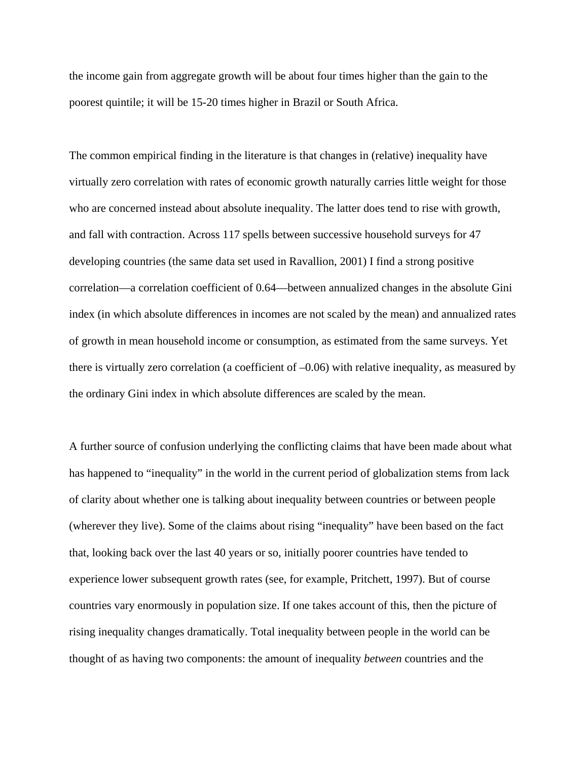the income gain from aggregate growth will be about four times higher than the gain to the poorest quintile; it will be 15-20 times higher in Brazil or South Africa.

The common empirical finding in the literature is that changes in (relative) inequality have virtually zero correlation with rates of economic growth naturally carries little weight for those who are concerned instead about absolute inequality. The latter does tend to rise with growth, and fall with contraction. Across 117 spells between successive household surveys for 47 developing countries (the same data set used in Ravallion, 2001) I find a strong positive correlation—a correlation coefficient of 0.64—between annualized changes in the absolute Gini index (in which absolute differences in incomes are not scaled by the mean) and annualized rates of growth in mean household income or consumption, as estimated from the same surveys. Yet there is virtually zero correlation (a coefficient of –0.06) with relative inequality, as measured by the ordinary Gini index in which absolute differences are scaled by the mean.

A further source of confusion underlying the conflicting claims that have been made about what has happened to "inequality" in the world in the current period of globalization stems from lack of clarity about whether one is talking about inequality between countries or between people (wherever they live). Some of the claims about rising "inequality" have been based on the fact that, looking back over the last 40 years or so, initially poorer countries have tended to experience lower subsequent growth rates (see, for example, Pritchett, 1997). But of course countries vary enormously in population size. If one takes account of this, then the picture of rising inequality changes dramatically. Total inequality between people in the world can be thought of as having two components: the amount of inequality *between* countries and the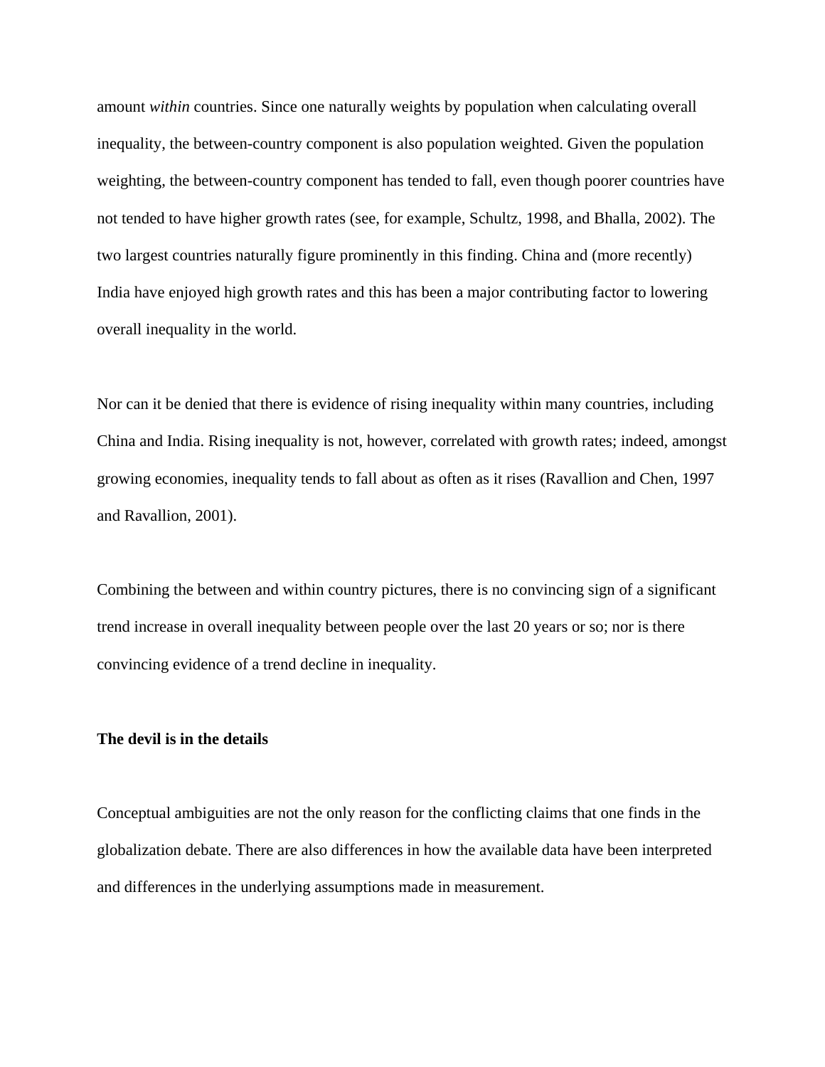amount *within* countries. Since one naturally weights by population when calculating overall inequality, the between-country component is also population weighted. Given the population weighting, the between-country component has tended to fall, even though poorer countries have not tended to have higher growth rates (see, for example, Schultz, 1998, and Bhalla, 2002). The two largest countries naturally figure prominently in this finding. China and (more recently) India have enjoyed high growth rates and this has been a major contributing factor to lowering overall inequality in the world.

Nor can it be denied that there is evidence of rising inequality within many countries, including China and India. Rising inequality is not, however, correlated with growth rates; indeed, amongst growing economies, inequality tends to fall about as often as it rises (Ravallion and Chen, 1997 and Ravallion, 2001).

Combining the between and within country pictures, there is no convincing sign of a significant trend increase in overall inequality between people over the last 20 years or so; nor is there convincing evidence of a trend decline in inequality.

**The devil is in the details**

Conceptual ambiguities are not the only reason for the conflicting claims that one finds in the globalization debate. There are also differences in how the available data have been interpreted and differences in the underlying assumptions made in measurement.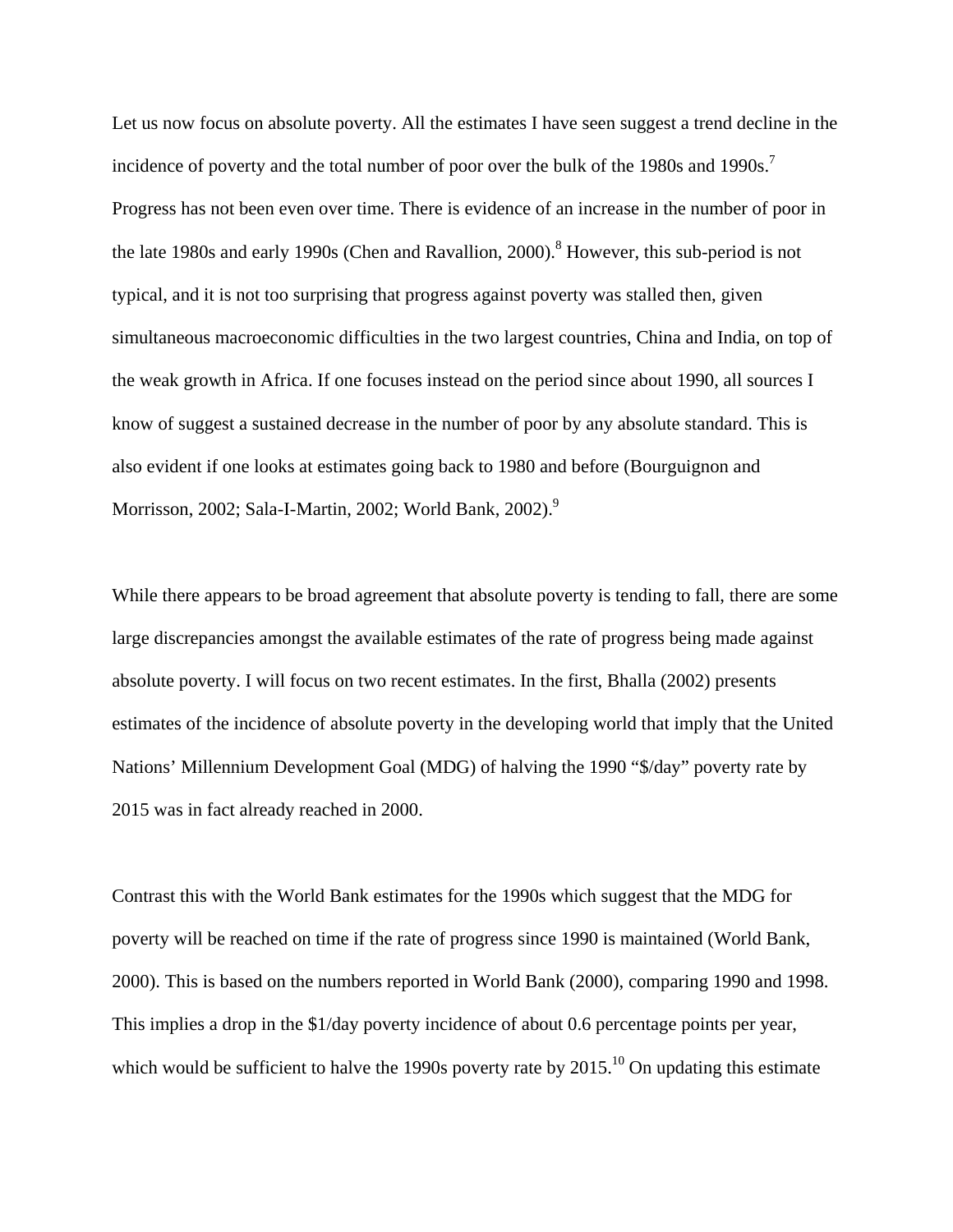Let us now focus on absolute poverty. All the estimates I have seen suggest a trend decline in the incidence of poverty and the total number of poor over the bulk of the 1980s and 1990s.[7] Progress has not been even over time. There is evidence of an increase in the number of poor in the late 1980s and early 1990s (Chen and Ravallion, 2000).[8] However, this sub-period is not typical, and it is not too surprising that progress against poverty was stalled then, given simultaneous macroeconomic difficulties in the two largest countries, China and India, on top of the weak growth in Africa. If one focuses instead on the period since about 1990, all sources I know of suggest a sustained decrease in the number of poor by any absolute standard. This is also evident if one looks at estimates going back to 1980 and before (Bourguignon and Morrisson, 2002; Sala-I-Martin, 2002; World Bank, 2002).[9]

While there appears to be broad agreement that absolute poverty is tending to fall, there are some large discrepancies amongst the available estimates of the rate of progress being made against absolute poverty. I will focus on two recent estimates. In the first, Bhalla (2002) presents estimates of the incidence of absolute poverty in the developing world that imply that the United Nations' Millennium Development Goal (MDG) of halving the 1990 "$/day" poverty rate by 2015 was in fact already reached in 2000.

Contrast this with the World Bank estimates for the 1990s which suggest that the MDG for poverty will be reached on time if the rate of progress since 1990 is maintained (World Bank, 2000). This is based on the numbers reported in World Bank (2000), comparing 1990 and 1998. This implies a drop in the $1/day poverty incidence of about 0.6 percentage points per year, which would be sufficient to halve the 1990s poverty rate by 2015.[10] On updating this estimate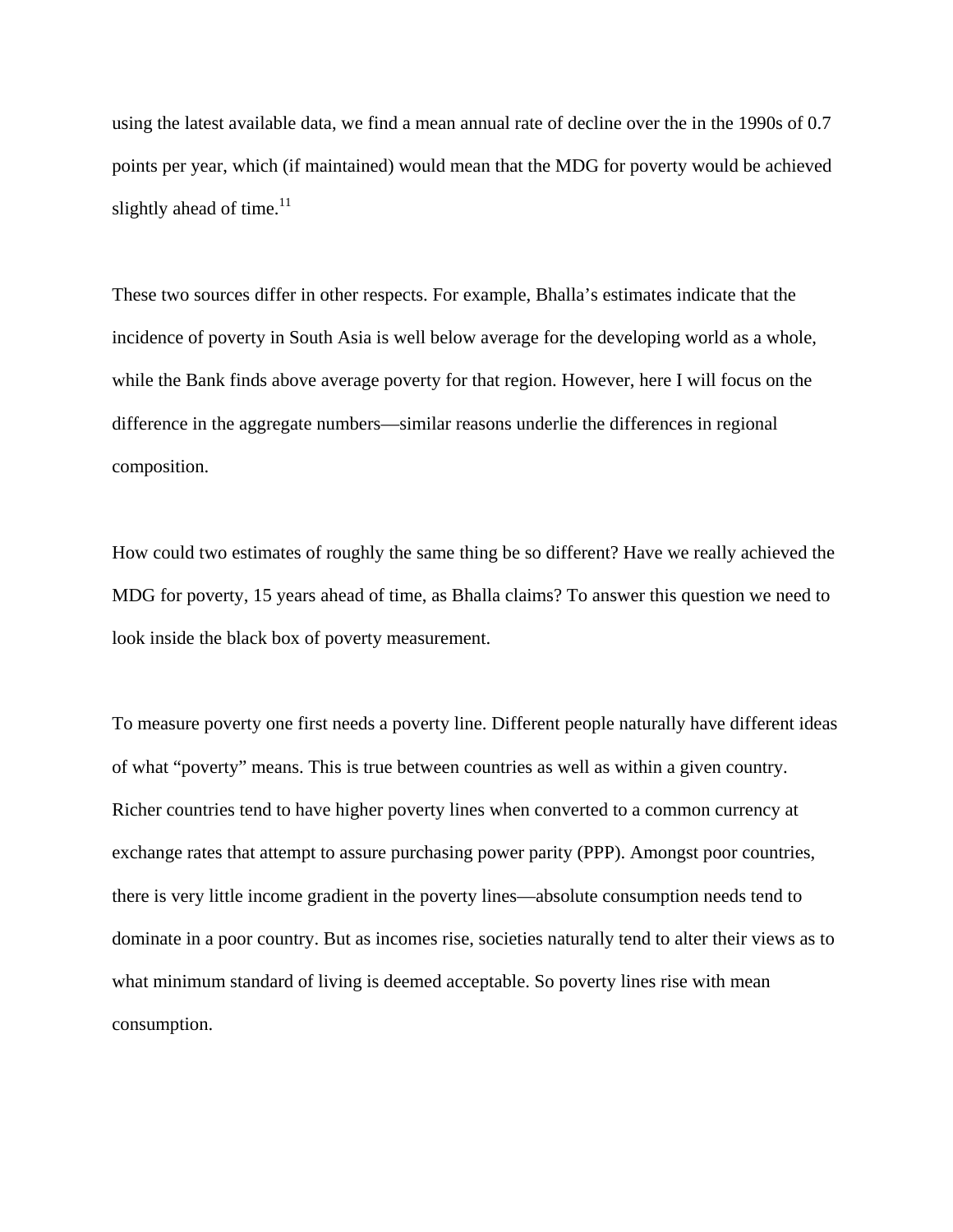using the latest available data, we find a mean annual rate of decline over the in the 1990s of 0.7 points per year, which (if maintained) would mean that the MDG for poverty would be achieved slightly ahead of time.[11]

These two sources differ in other respects. For example, Bhalla's estimates indicate that the incidence of poverty in South Asia is well below average for the developing world as a whole, while the Bank finds above average poverty for that region. However, here I will focus on the difference in the aggregate numbers—similar reasons underlie the differences in regional composition.

How could two estimates of roughly the same thing be so different? Have we really achieved the MDG for poverty, 15 years ahead of time, as Bhalla claims? To answer this question we need to look inside the black box of poverty measurement.

To measure poverty one first needs a poverty line. Different people naturally have different ideas of what "poverty" means. This is true between countries as well as within a given country. Richer countries tend to have higher poverty lines when converted to a common currency at exchange rates that attempt to assure purchasing power parity (PPP). Amongst poor countries, there is very little income gradient in the poverty lines—absolute consumption needs tend to dominate in a poor country. But as incomes rise, societies naturally tend to alter their views as to what minimum standard of living is deemed acceptable. So poverty lines rise with mean consumption.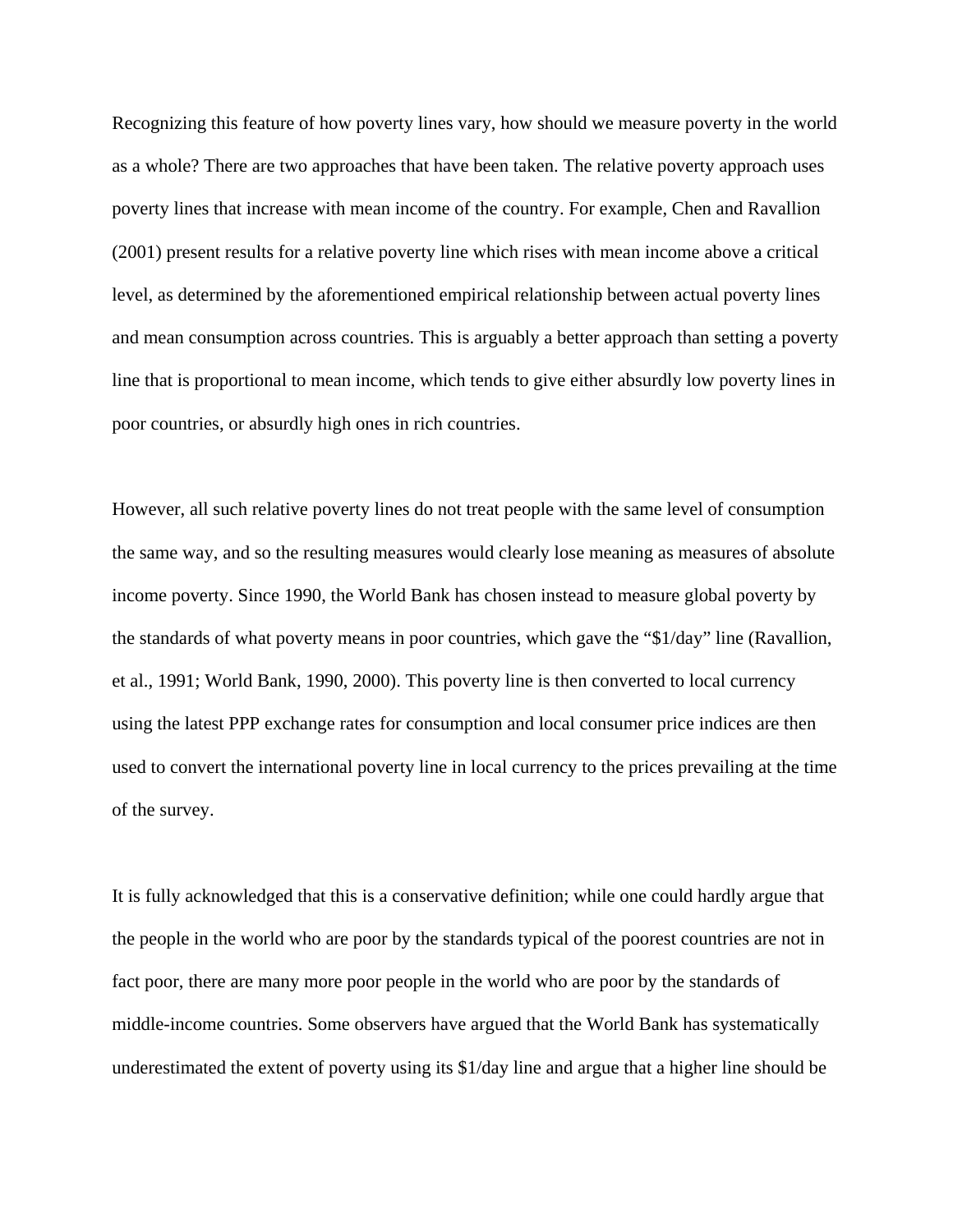Recognizing this feature of how poverty lines vary, how should we measure poverty in the world as a whole? There are two approaches that have been taken. The relative poverty approach uses poverty lines that increase with mean income of the country. For example, Chen and Ravallion (2001) present results for a relative poverty line which rises with mean income above a critical level, as determined by the aforementioned empirical relationship between actual poverty lines and mean consumption across countries. This is arguably a better approach than setting a poverty line that is proportional to mean income, which tends to give either absurdly low poverty lines in poor countries, or absurdly high ones in rich countries.

However, all such relative poverty lines do not treat people with the same level of consumption the same way, and so the resulting measures would clearly lose meaning as measures of absolute income poverty. Since 1990, the World Bank has chosen instead to measure global poverty by the standards of what poverty means in poor countries, which gave the "$1/day" line (Ravallion, et al., 1991; World Bank, 1990, 2000). This poverty line is then converted to local currency using the latest PPP exchange rates for consumption and local consumer price indices are then used to convert the international poverty line in local currency to the prices prevailing at the time of the survey.

It is fully acknowledged that this is a conservative definition; while one could hardly argue that the people in the world who are poor by the standards typical of the poorest countries are not in fact poor, there are many more poor people in the world who are poor by the standards of middle-income countries. Some observers have argued that the World Bank has systematically underestimated the extent of poverty using its $1/day line and argue that a higher line should be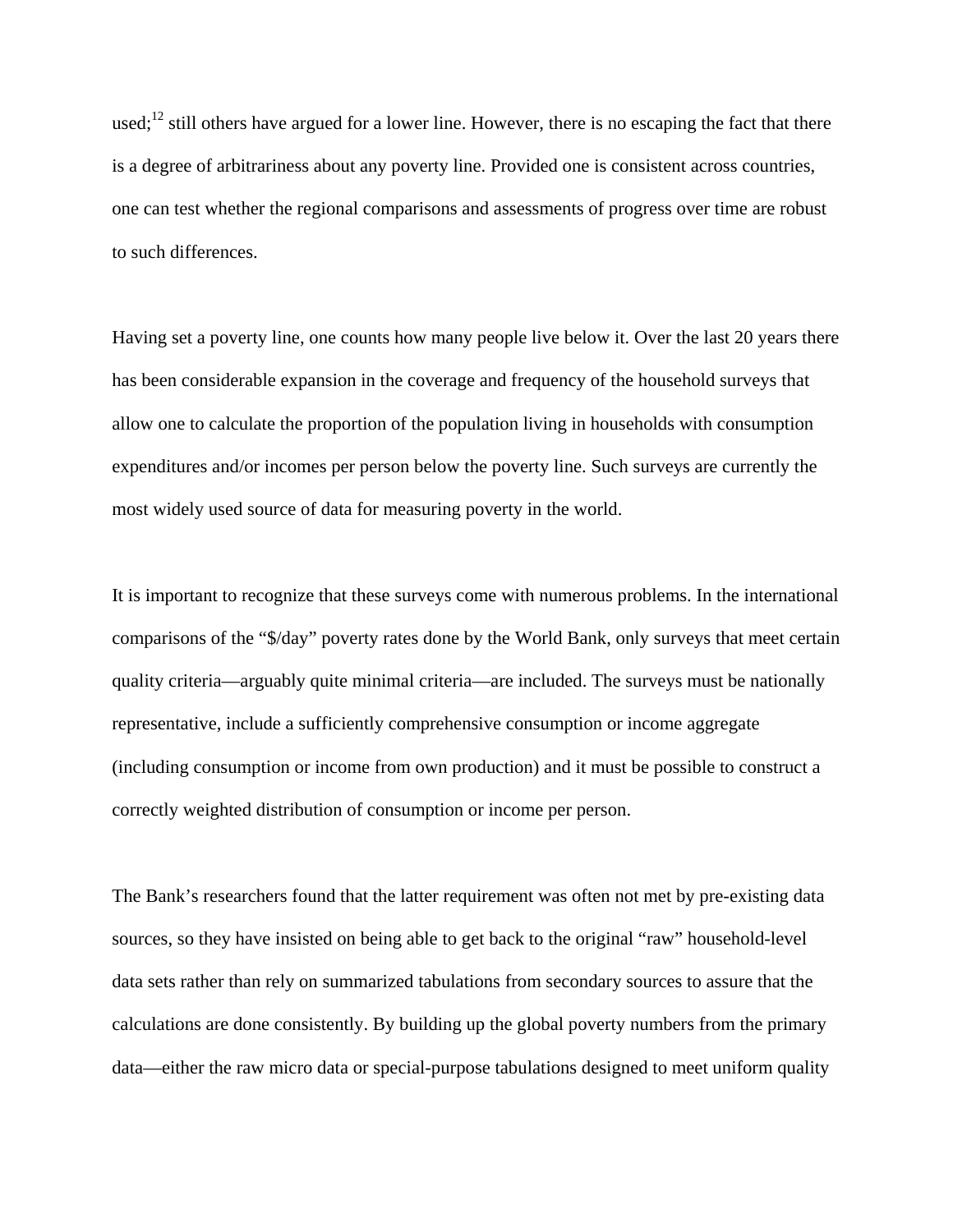used;[12] still others have argued for a lower line. However, there is no escaping the fact that there is a degree of arbitrariness about any poverty line. Provided one is consistent across countries, one can test whether the regional comparisons and assessments of progress over time are robust to such differences.

Having set a poverty line, one counts how many people live below it. Over the last 20 years there has been considerable expansion in the coverage and frequency of the household surveys that allow one to calculate the proportion of the population living in households with consumption expenditures and/or incomes per person below the poverty line. Such surveys are currently the most widely used source of data for measuring poverty in the world.

It is important to recognize that these surveys come with numerous problems. In the international comparisons of the "$/day" poverty rates done by the World Bank, only surveys that meet certain quality criteria—arguably quite minimal criteria—are included. The surveys must be nationally representative, include a sufficiently comprehensive consumption or income aggregate (including consumption or income from own production) and it must be possible to construct a correctly weighted distribution of consumption or income per person.

The Bank's researchers found that the latter requirement was often not met by pre-existing data sources, so they have insisted on being able to get back to the original "raw" household-level data sets rather than rely on summarized tabulations from secondary sources to assure that the calculations are done consistently. By building up the global poverty numbers from the primary data—either the raw micro data or special-purpose tabulations designed to meet uniform quality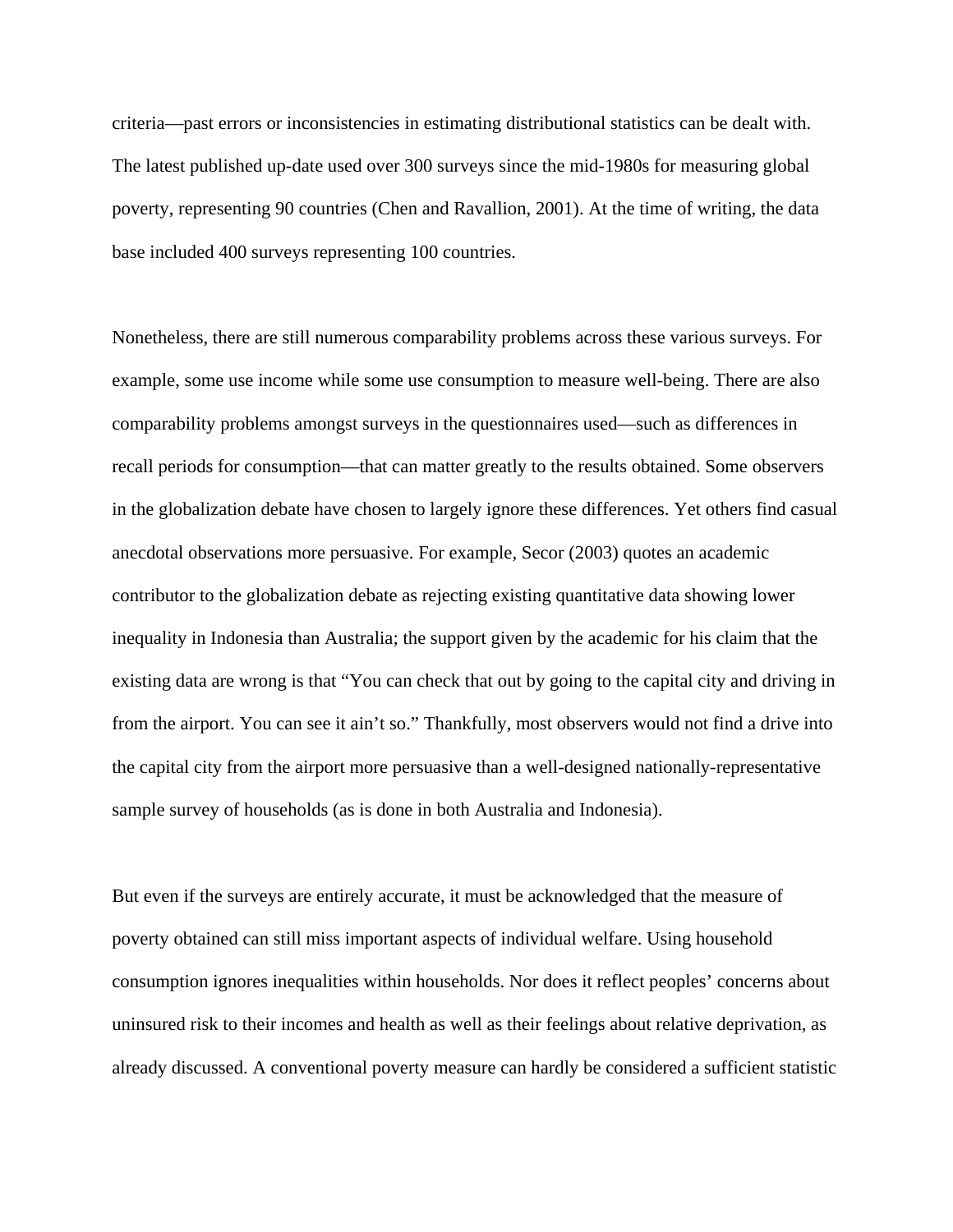criteria—past errors or inconsistencies in estimating distributional statistics can be dealt with. The latest published up-date used over 300 surveys since the mid-1980s for measuring global poverty, representing 90 countries (Chen and Ravallion, 2001). At the time of writing, the data base included 400 surveys representing 100 countries.

Nonetheless, there are still numerous comparability problems across these various surveys. For example, some use income while some use consumption to measure well-being. There are also comparability problems amongst surveys in the questionnaires used—such as differences in recall periods for consumption—that can matter greatly to the results obtained. Some observers in the globalization debate have chosen to largely ignore these differences. Yet others find casual anecdotal observations more persuasive. For example, Secor (2003) quotes an academic contributor to the globalization debate as rejecting existing quantitative data showing lower inequality in Indonesia than Australia; the support given by the academic for his claim that the existing data are wrong is that "You can check that out by going to the capital city and driving in from the airport. You can see it ain't so." Thankfully, most observers would not find a drive into the capital city from the airport more persuasive than a well-designed nationally-representative sample survey of households (as is done in both Australia and Indonesia).

But even if the surveys are entirely accurate, it must be acknowledged that the measure of poverty obtained can still miss important aspects of individual welfare. Using household consumption ignores inequalities within households. Nor does it reflect peoples' concerns about uninsured risk to their incomes and health as well as their feelings about relative deprivation, as already discussed. A conventional poverty measure can hardly be considered a sufficient statistic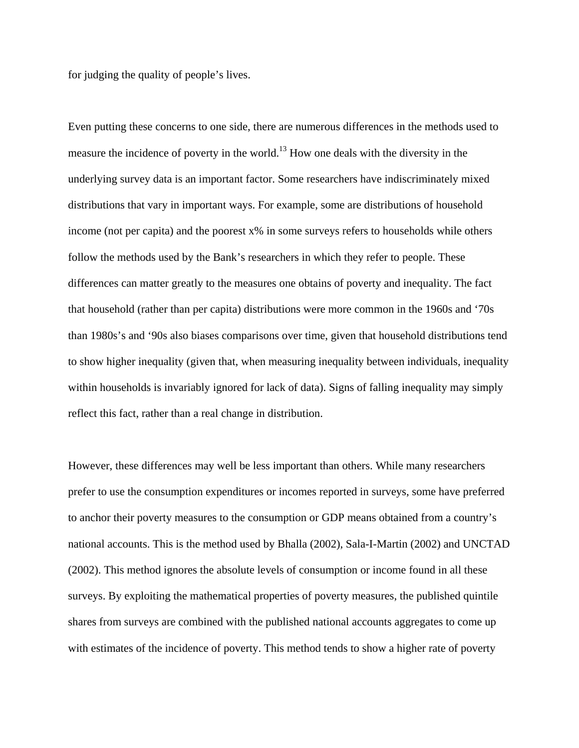for judging the quality of people's lives.

Even putting these concerns to one side, there are numerous differences in the methods used to measure the incidence of poverty in the world.[13] How one deals with the diversity in the underlying survey data is an important factor. Some researchers have indiscriminately mixed distributions that vary in important ways. For example, some are distributions of household income (not per capita) and the poorest x% in some surveys refers to households while others follow the methods used by the Bank's researchers in which they refer to people. These differences can matter greatly to the measures one obtains of poverty and inequality. The fact that household (rather than per capita) distributions were more common in the 1960s and '70s than 1980s's and '90s also biases comparisons over time, given that household distributions tend to show higher inequality (given that, when measuring inequality between individuals, inequality within households is invariably ignored for lack of data). Signs of falling inequality may simply reflect this fact, rather than a real change in distribution.

However, these differences may well be less important than others. While many researchers prefer to use the consumption expenditures or incomes reported in surveys, some have preferred to anchor their poverty measures to the consumption or GDP means obtained from a country's national accounts. This is the method used by Bhalla (2002), Sala-I-Martin (2002) and UNCTAD (2002). This method ignores the absolute levels of consumption or income found in all these surveys. By exploiting the mathematical properties of poverty measures, the published quintile shares from surveys are combined with the published national accounts aggregates to come up with estimates of the incidence of poverty. This method tends to show a higher rate of poverty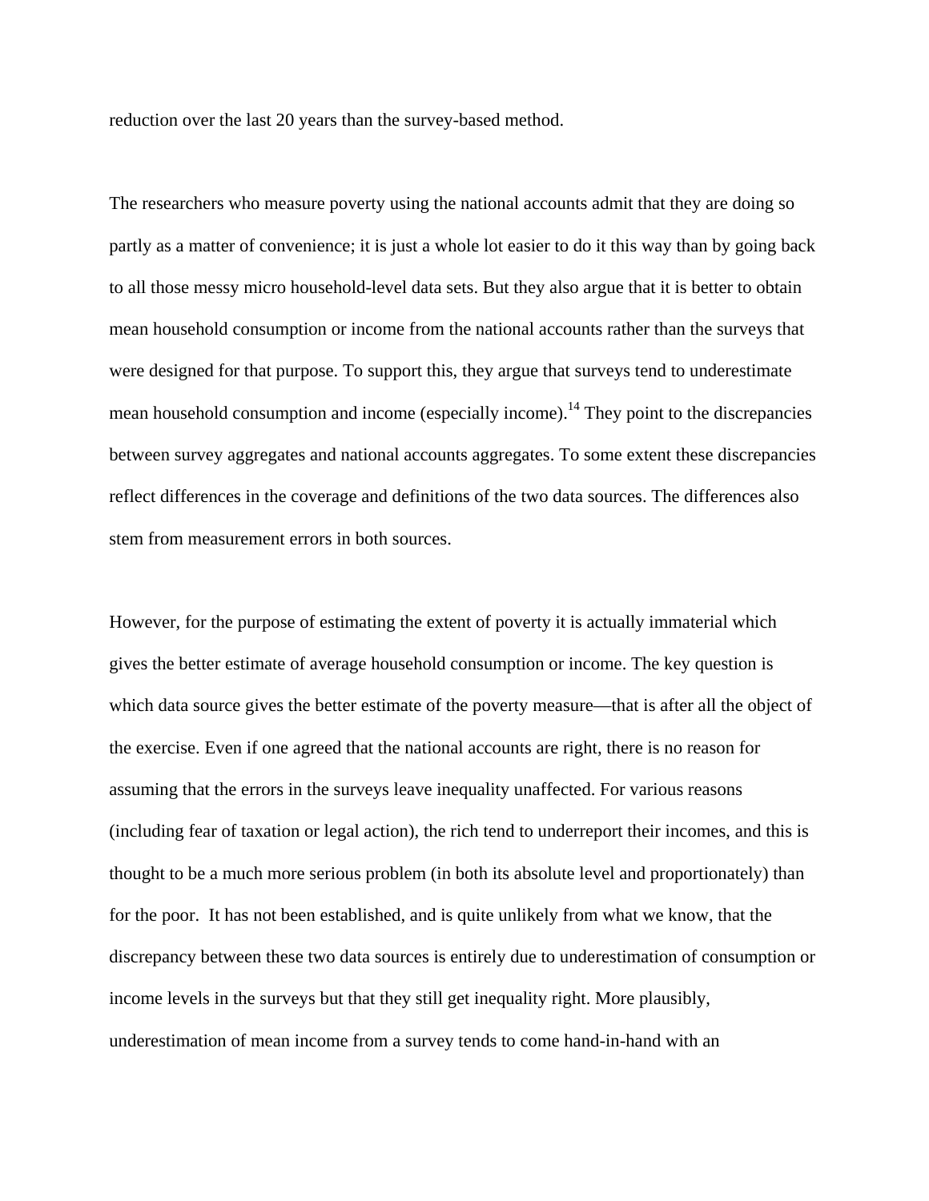reduction over the last 20 years than the survey-based method.

The researchers who measure poverty using the national accounts admit that they are doing so partly as a matter of convenience; it is just a whole lot easier to do it this way than by going back to all those messy micro household-level data sets. But they also argue that it is better to obtain mean household consumption or income from the national accounts rather than the surveys that were designed for that purpose. To support this, they argue that surveys tend to underestimate mean household consumption and income (especially income).[14] They point to the discrepancies between survey aggregates and national accounts aggregates. To some extent these discrepancies reflect differences in the coverage and definitions of the two data sources. The differences also stem from measurement errors in both sources.

However, for the purpose of estimating the extent of poverty it is actually immaterial which gives the better estimate of average household consumption or income. The key question is which data source gives the better estimate of the poverty measure—that is after all the object of the exercise. Even if one agreed that the national accounts are right, there is no reason for assuming that the errors in the surveys leave inequality unaffected. For various reasons (including fear of taxation or legal action), the rich tend to underreport their incomes, and this is thought to be a much more serious problem (in both its absolute level and proportionately) than for the poor. It has not been established, and is quite unlikely from what we know, that the discrepancy between these two data sources is entirely due to underestimation of consumption or income levels in the surveys but that they still get inequality right. More plausibly, underestimation of mean income from a survey tends to come hand-in-hand with an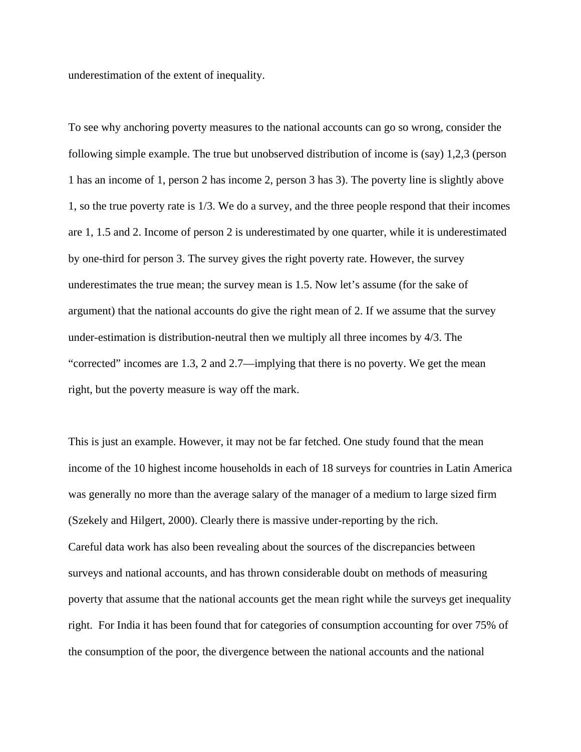underestimation of the extent of inequality.

To see why anchoring poverty measures to the national accounts can go so wrong, consider the following simple example. The true but unobserved distribution of income is (say) 1,2,3 (person 1 has an income of 1, person 2 has income 2, person 3 has 3). The poverty line is slightly above 1, so the true poverty rate is 1/3. We do a survey, and the three people respond that their incomes are 1, 1.5 and 2. Income of person 2 is underestimated by one quarter, while it is underestimated by one-third for person 3. The survey gives the right poverty rate. However, the survey underestimates the true mean; the survey mean is 1.5. Now let's assume (for the sake of argument) that the national accounts do give the right mean of 2. If we assume that the survey under-estimation is distribution-neutral then we multiply all three incomes by 4/3. The "corrected" incomes are 1.3, 2 and 2.7—implying that there is no poverty. We get the mean right, but the poverty measure is way off the mark.

This is just an example. However, it may not be far fetched. One study found that the mean income of the 10 highest income households in each of 18 surveys for countries in Latin America was generally no more than the average salary of the manager of a medium to large sized firm (Szekely and Hilgert, 2000). Clearly there is massive under-reporting by the rich.

Careful data work has also been revealing about the sources of the discrepancies between surveys and national accounts, and has thrown considerable doubt on methods of measuring poverty that assume that the national accounts get the mean right while the surveys get inequality right. For India it has been found that for categories of consumption accounting for over 75% of the consumption of the poor, the divergence between the national accounts and the national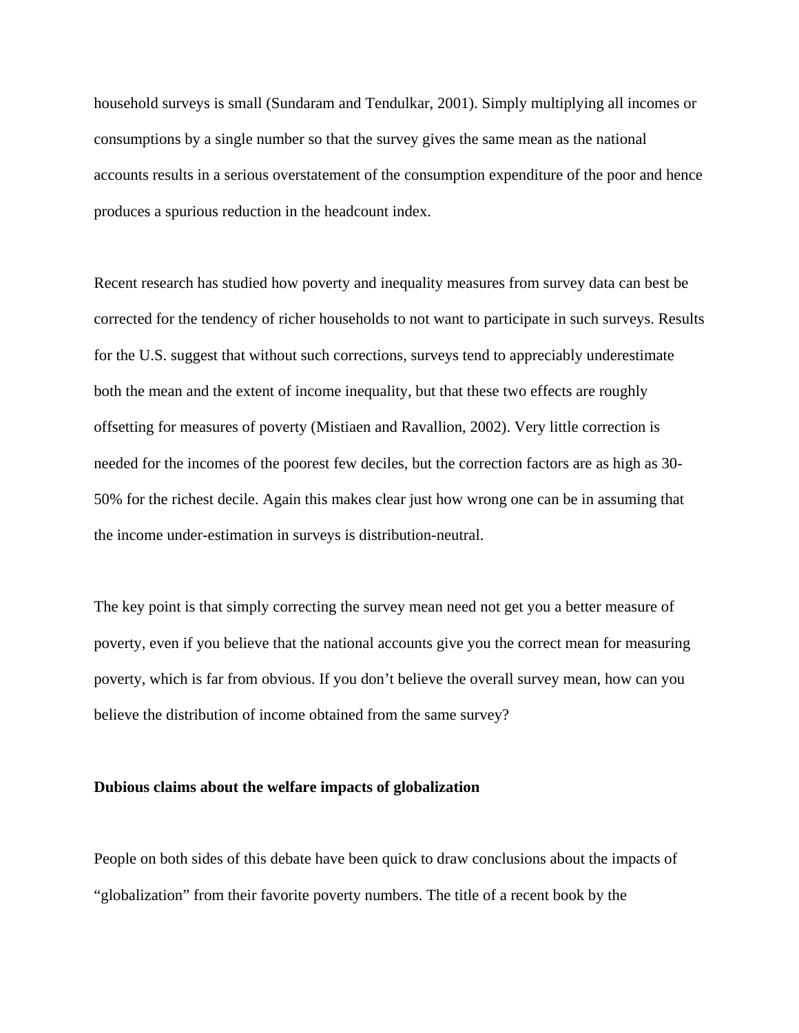household surveys is small (Sundaram and Tendulkar, 2001). Simply multiplying all incomes or consumptions by a single number so that the survey gives the same mean as the national accounts results in a serious overstatement of the consumption expenditure of the poor and hence produces a spurious reduction in the headcount index.

Recent research has studied how poverty and inequality measures from survey data can best be corrected for the tendency of richer households to not want to participate in such surveys. Results for the U.S. suggest that without such corrections, surveys tend to appreciably underestimate both the mean and the extent of income inequality, but that these two effects are roughly offsetting for measures of poverty (Mistiaen and Ravallion, 2002). Very little correction is needed for the incomes of the poorest few deciles, but the correction factors are as high as 30-50% for the richest decile. Again this makes clear just how wrong one can be in assuming that the income under-estimation in surveys is distribution-neutral.

The key point is that simply correcting the survey mean need not get you a better measure of poverty, even if you believe that the national accounts give you the correct mean for measuring poverty, which is far from obvious. If you don't believe the overall survey mean, how can you believe the distribution of income obtained from the same survey?

**Dubious claims about the welfare impacts of globalization**

People on both sides of this debate have been quick to draw conclusions about the impacts of "globalization" from their favorite poverty numbers. The title of a recent book by the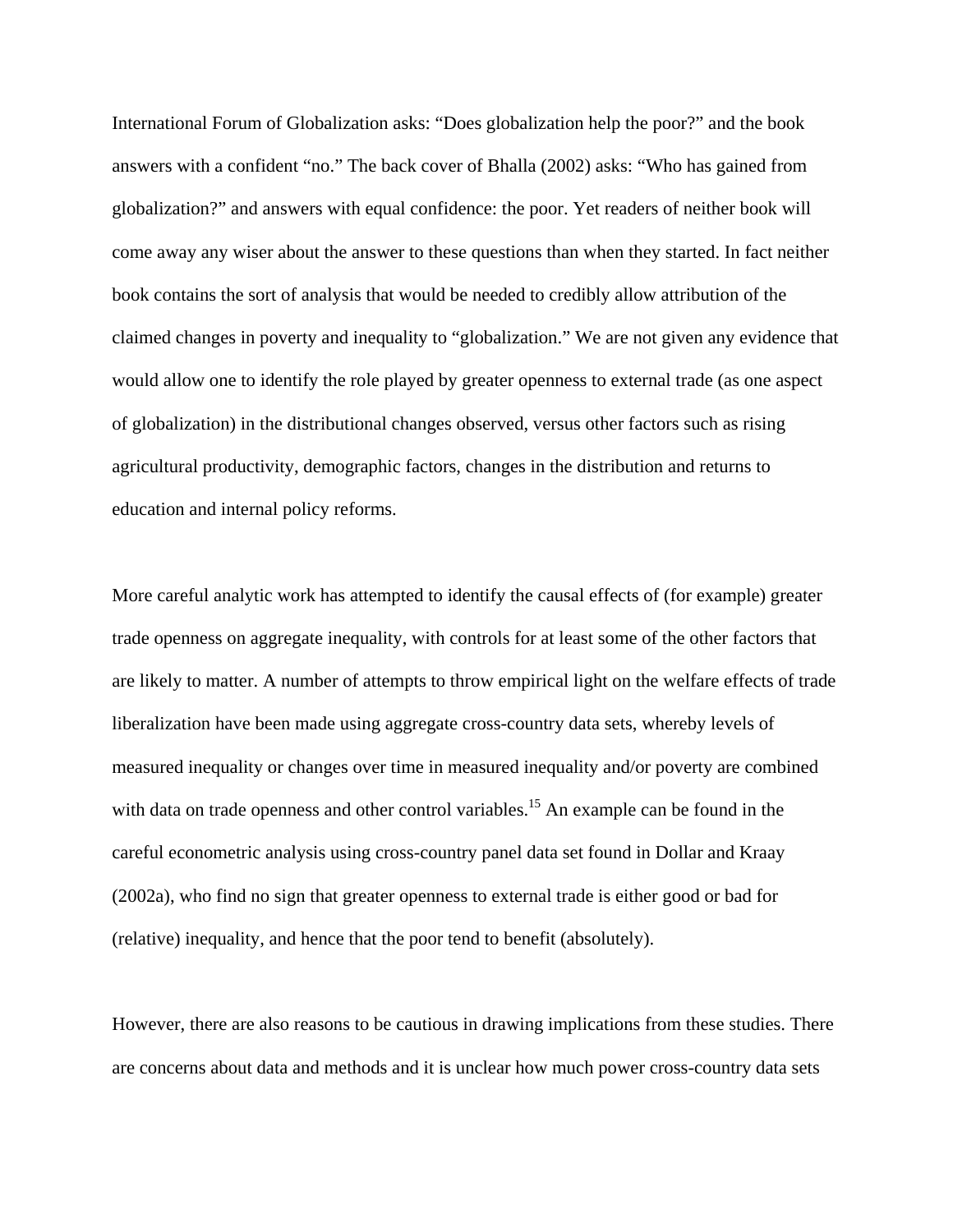International Forum of Globalization asks: “Does globalization help the poor?” and the book answers with a confident “no.” The back cover of Bhalla (2002) asks: “Who has gained from globalization?” and answers with equal confidence: the poor. Yet readers of neither book will come away any wiser about the answer to these questions than when they started. In fact neither book contains the sort of analysis that would be needed to credibly allow attribution of the claimed changes in poverty and inequality to “globalization.” We are not given any evidence that would allow one to identify the role played by greater openness to external trade (as one aspect of globalization) in the distributional changes observed, versus other factors such as rising agricultural productivity, demographic factors, changes in the distribution and returns to education and internal policy reforms.

More careful analytic work has attempted to identify the causal effects of (for example) greater trade openness on aggregate inequality, with controls for at least some of the other factors that are likely to matter. A number of attempts to throw empirical light on the welfare effects of trade liberalization have been made using aggregate cross-country data sets, whereby levels of measured inequality or changes over time in measured inequality and/or poverty are combined with data on trade openness and other control variables.[15] An example can be found in the careful econometric analysis using cross-country panel data set found in Dollar and Kraay (2002a), who find no sign that greater openness to external trade is either good or bad for (relative) inequality, and hence that the poor tend to benefit (absolutely).

However, there are also reasons to be cautious in drawing implications from these studies. There are concerns about data and methods and it is unclear how much power cross-country data sets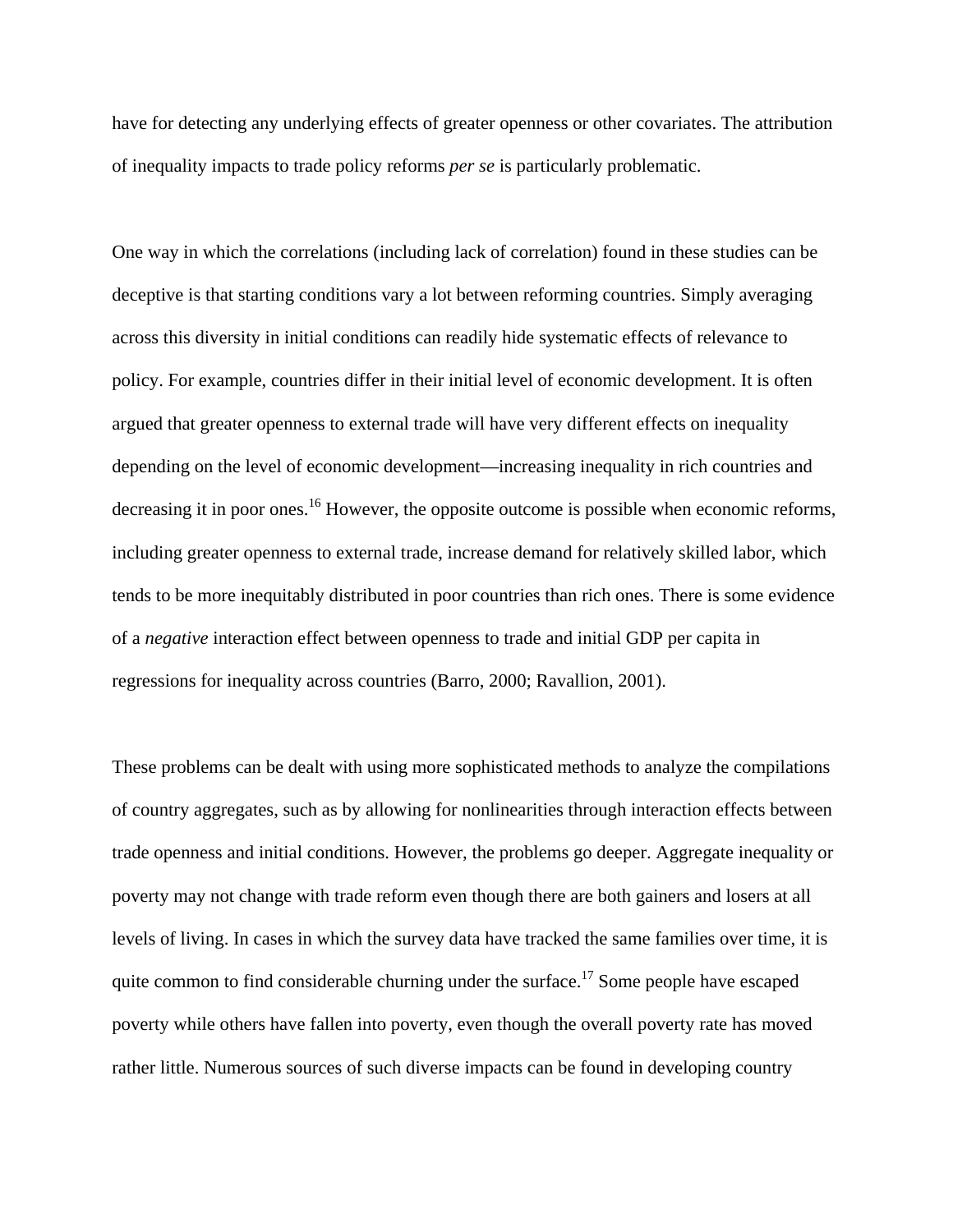have for detecting any underlying effects of greater openness or other covariates. The attribution of inequality impacts to trade policy reforms *per se* is particularly problematic.

One way in which the correlations (including lack of correlation) found in these studies can be deceptive is that starting conditions vary a lot between reforming countries. Simply averaging across this diversity in initial conditions can readily hide systematic effects of relevance to policy. For example, countries differ in their initial level of economic development. It is often argued that greater openness to external trade will have very different effects on inequality depending on the level of economic development—increasing inequality in rich countries and decreasing it in poor ones.[16] However, the opposite outcome is possible when economic reforms, including greater openness to external trade, increase demand for relatively skilled labor, which tends to be more inequitably distributed in poor countries than rich ones. There is some evidence of a *negative* interaction effect between openness to trade and initial GDP per capita in regressions for inequality across countries (Barro, 2000; Ravallion, 2001).

These problems can be dealt with using more sophisticated methods to analyze the compilations of country aggregates, such as by allowing for nonlinearities through interaction effects between trade openness and initial conditions. However, the problems go deeper. Aggregate inequality or poverty may not change with trade reform even though there are both gainers and losers at all levels of living. In cases in which the survey data have tracked the same families over time, it is quite common to find considerable churning under the surface.[17] Some people have escaped poverty while others have fallen into poverty, even though the overall poverty rate has moved rather little. Numerous sources of such diverse impacts can be found in developing country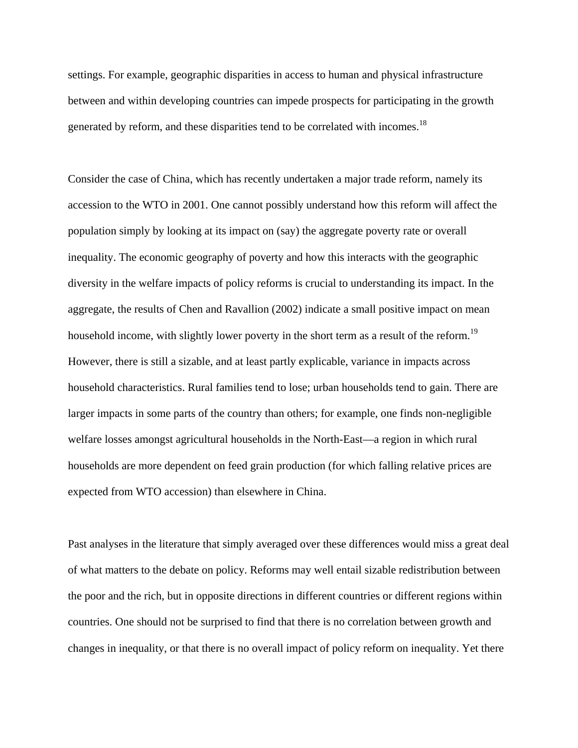settings. For example, geographic disparities in access to human and physical infrastructure between and within developing countries can impede prospects for participating in the growth generated by reform, and these disparities tend to be correlated with incomes.[18]

Consider the case of China, which has recently undertaken a major trade reform, namely its accession to the WTO in 2001. One cannot possibly understand how this reform will affect the population simply by looking at its impact on (say) the aggregate poverty rate or overall inequality. The economic geography of poverty and how this interacts with the geographic diversity in the welfare impacts of policy reforms is crucial to understanding its impact. In the aggregate, the results of Chen and Ravallion (2002) indicate a small positive impact on mean household income, with slightly lower poverty in the short term as a result of the reform.[19] However, there is still a sizable, and at least partly explicable, variance in impacts across household characteristics. Rural families tend to lose; urban households tend to gain. There are larger impacts in some parts of the country than others; for example, one finds non-negligible welfare losses amongst agricultural households in the North-East—a region in which rural households are more dependent on feed grain production (for which falling relative prices are expected from WTO accession) than elsewhere in China.

Past analyses in the literature that simply averaged over these differences would miss a great deal of what matters to the debate on policy. Reforms may well entail sizable redistribution between the poor and the rich, but in opposite directions in different countries or different regions within countries. One should not be surprised to find that there is no correlation between growth and changes in inequality, or that there is no overall impact of policy reform on inequality. Yet there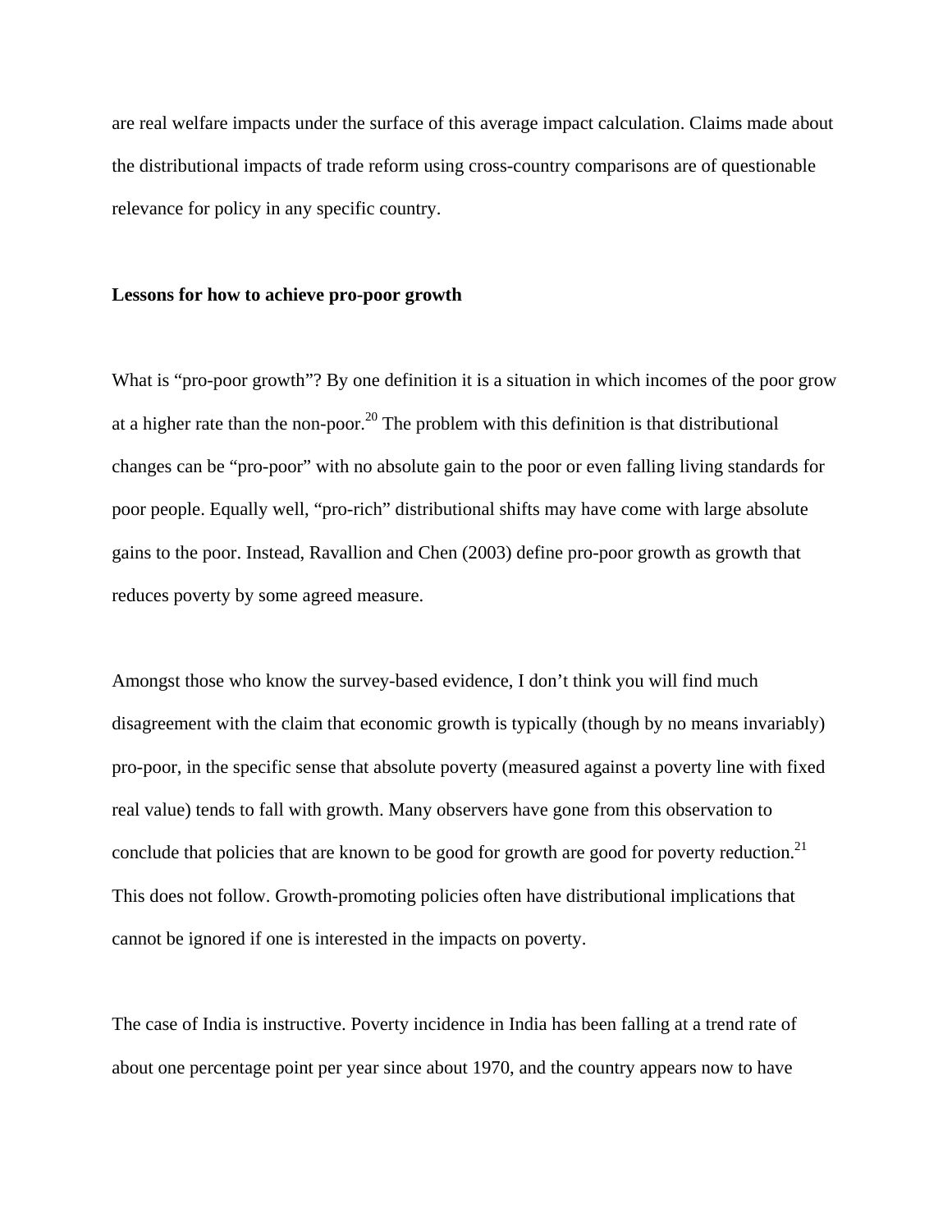are real welfare impacts under the surface of this average impact calculation. Claims made about the distributional impacts of trade reform using cross-country comparisons are of questionable relevance for policy in any specific country.

**Lessons for how to achieve pro-poor growth**

What is "pro-poor growth"? By one definition it is a situation in which incomes of the poor grow at a higher rate than the non-poor.[20] The problem with this definition is that distributional changes can be "pro-poor" with no absolute gain to the poor or even falling living standards for poor people. Equally well, "pro-rich" distributional shifts may have come with large absolute gains to the poor. Instead, Ravallion and Chen (2003) define pro-poor growth as growth that reduces poverty by some agreed measure.

Amongst those who know the survey-based evidence, I don't think you will find much disagreement with the claim that economic growth is typically (though by no means invariably) pro-poor, in the specific sense that absolute poverty (measured against a poverty line with fixed real value) tends to fall with growth. Many observers have gone from this observation to conclude that policies that are known to be good for growth are good for poverty reduction.[21] This does not follow. Growth-promoting policies often have distributional implications that cannot be ignored if one is interested in the impacts on poverty.

The case of India is instructive. Poverty incidence in India has been falling at a trend rate of about one percentage point per year since about 1970, and the country appears now to have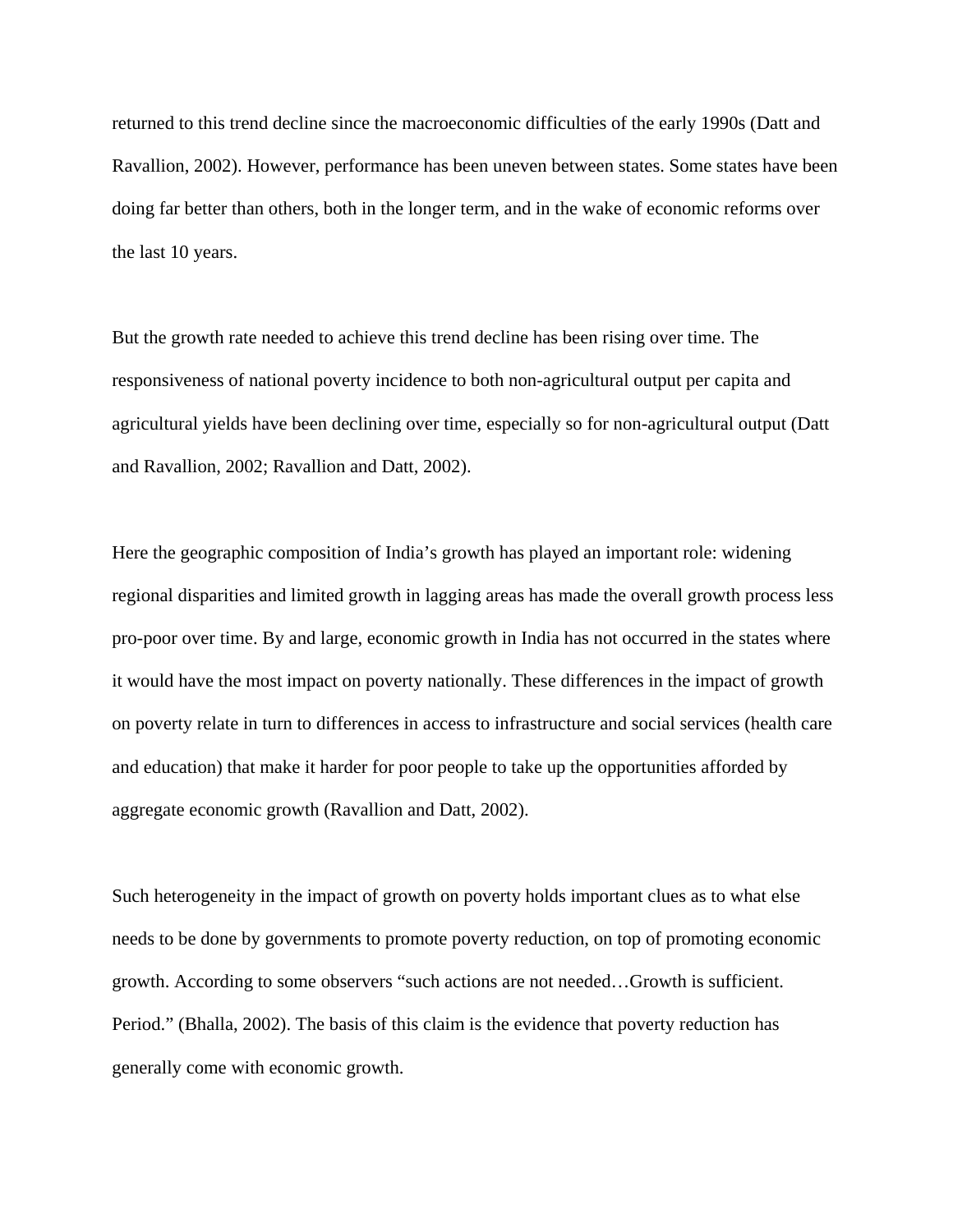returned to this trend decline since the macroeconomic difficulties of the early 1990s (Datt and Ravallion, 2002). However, performance has been uneven between states. Some states have been doing far better than others, both in the longer term, and in the wake of economic reforms over the last 10 years.

But the growth rate needed to achieve this trend decline has been rising over time. The responsiveness of national poverty incidence to both non-agricultural output per capita and agricultural yields have been declining over time, especially so for non-agricultural output (Datt and Ravallion, 2002; Ravallion and Datt, 2002).

Here the geographic composition of India's growth has played an important role: widening regional disparities and limited growth in lagging areas has made the overall growth process less pro-poor over time. By and large, economic growth in India has not occurred in the states where it would have the most impact on poverty nationally. These differences in the impact of growth on poverty relate in turn to differences in access to infrastructure and social services (health care and education) that make it harder for poor people to take up the opportunities afforded by aggregate economic growth (Ravallion and Datt, 2002).

Such heterogeneity in the impact of growth on poverty holds important clues as to what else needs to be done by governments to promote poverty reduction, on top of promoting economic growth. According to some observers "such actions are not needed…Growth is sufficient. Period." (Bhalla, 2002). The basis of this claim is the evidence that poverty reduction has generally come with economic growth.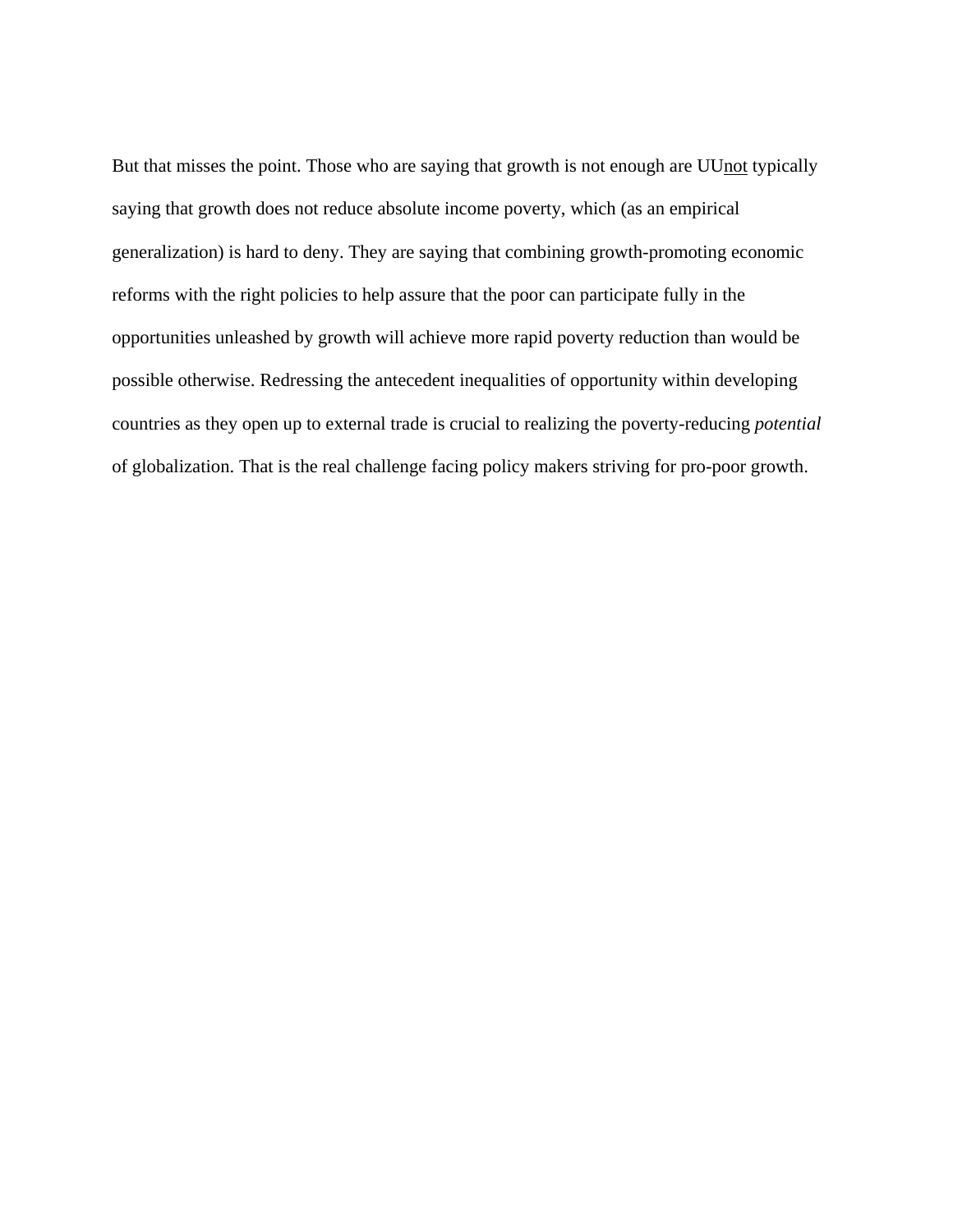But that misses the point. Those who are saying that growth is not enough are UU<u>not</u> typically saying that growth does not reduce absolute income poverty, which (as an empirical generalization) is hard to deny. They are saying that combining growth-promoting economic reforms with the right policies to help assure that the poor can participate fully in the opportunities unleashed by growth will achieve more rapid poverty reduction than would be possible otherwise. Redressing the antecedent inequalities of opportunity within developing countries as they open up to external trade is crucial to realizing the poverty-reducing *potential* of globalization. That is the real challenge facing policy makers striving for pro-poor growth.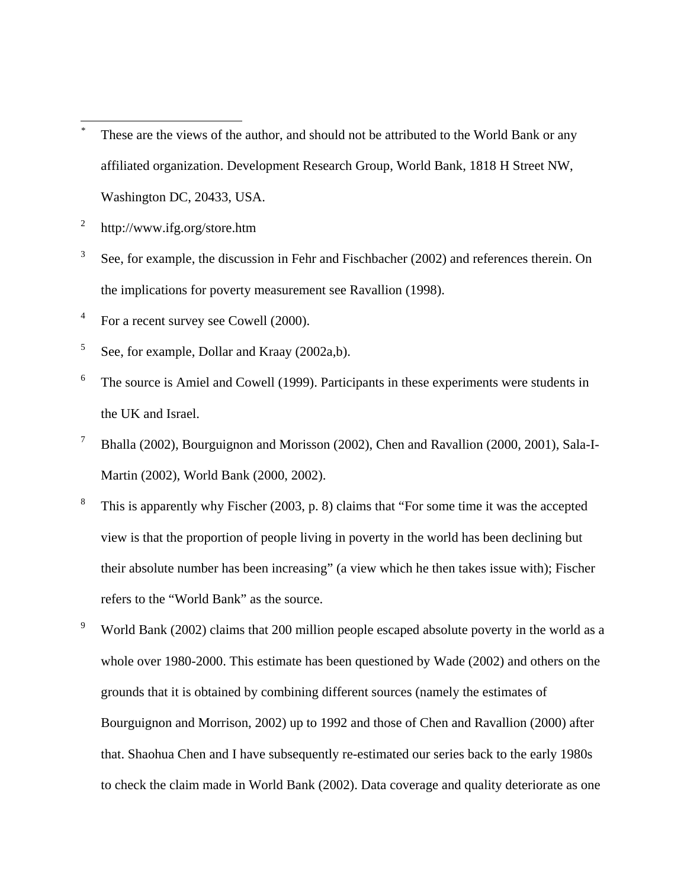---

[*] These are the views of the author, and should not be attributed to the World Bank or any affiliated organization. Development Research Group, World Bank, 1818 H Street NW, Washington DC, 20433, USA.

[2] http://www.ifg.org/store.htm

[3] See, for example, the discussion in Fehr and Fischbacher (2002) and references therein. On the implications for poverty measurement see Ravallion (1998).

[4] For a recent survey see Cowell (2000).

[5] See, for example, Dollar and Kraay (2002a,b).

[6] The source is Amiel and Cowell (1999). Participants in these experiments were students in the UK and Israel.

[7] Bhalla (2002), Bourguignon and Morisson (2002), Chen and Ravallion (2000, 2001), Sala-I-Martin (2002), World Bank (2000, 2002).

[8] This is apparently why Fischer (2003, p. 8) claims that "For some time it was the accepted view is that the proportion of people living in poverty in the world has been declining but their absolute number has been increasing" (a view which he then takes issue with); Fischer refers to the "World Bank" as the source.

[9] World Bank (2002) claims that 200 million people escaped absolute poverty in the world as a whole over 1980-2000. This estimate has been questioned by Wade (2002) and others on the grounds that it is obtained by combining different sources (namely the estimates of Bourguignon and Morrison, 2002) up to 1992 and those of Chen and Ravallion (2000) after that. Shaohua Chen and I have subsequently re-estimated our series back to the early 1980s to check the claim made in World Bank (2002). Data coverage and quality deteriorate as one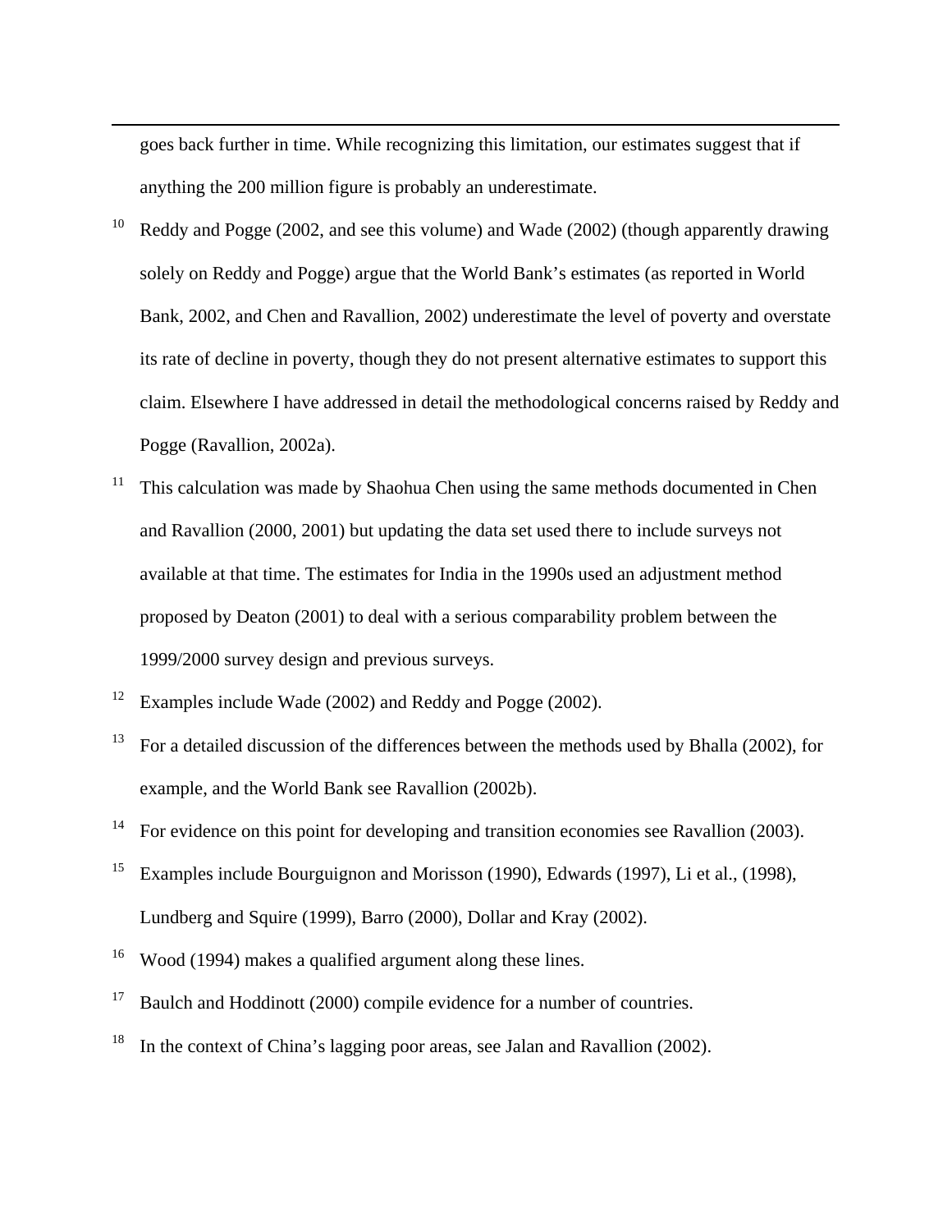goes back further in time. While recognizing this limitation, our estimates suggest that if anything the 200 million figure is probably an underestimate.

[10] Reddy and Pogge (2002, and see this volume) and Wade (2002) (though apparently drawing solely on Reddy and Pogge) argue that the World Bank's estimates (as reported in World Bank, 2002, and Chen and Ravallion, 2002) underestimate the level of poverty and overstate its rate of decline in poverty, though they do not present alternative estimates to support this claim. Elsewhere I have addressed in detail the methodological concerns raised by Reddy and Pogge (Ravallion, 2002a).

[11] This calculation was made by Shaohua Chen using the same methods documented in Chen and Ravallion (2000, 2001) but updating the data set used there to include surveys not available at that time. The estimates for India in the 1990s used an adjustment method proposed by Deaton (2001) to deal with a serious comparability problem between the 1999/2000 survey design and previous surveys.

[12] Examples include Wade (2002) and Reddy and Pogge (2002).

[13] For a detailed discussion of the differences between the methods used by Bhalla (2002), for example, and the World Bank see Ravallion (2002b).

[14] For evidence on this point for developing and transition economies see Ravallion (2003).

[15] Examples include Bourguignon and Morisson (1990), Edwards (1997), Li et al., (1998), Lundberg and Squire (1999), Barro (2000), Dollar and Kray (2002).

[16] Wood (1994) makes a qualified argument along these lines.

[17] Baulch and Hoddinott (2000) compile evidence for a number of countries.

[18] In the context of China's lagging poor areas, see Jalan and Ravallion (2002).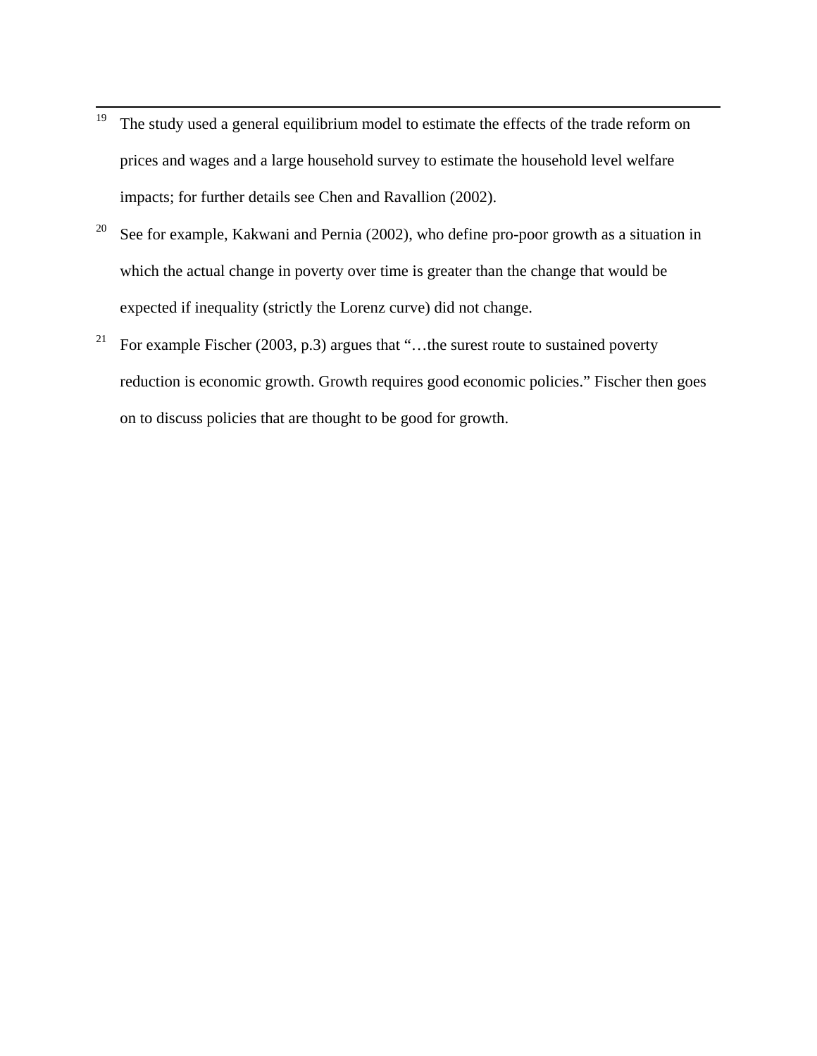[19] The study used a general equilibrium model to estimate the effects of the trade reform on prices and wages and a large household survey to estimate the household level welfare impacts; for further details see Chen and Ravallion (2002).

[20] See for example, Kakwani and Pernia (2002), who define pro-poor growth as a situation in which the actual change in poverty over time is greater than the change that would be expected if inequality (strictly the Lorenz curve) did not change.

[21] For example Fischer (2003, p.3) argues that "…the surest route to sustained poverty reduction is economic growth. Growth requires good economic policies." Fischer then goes on to discuss policies that are thought to be good for growth.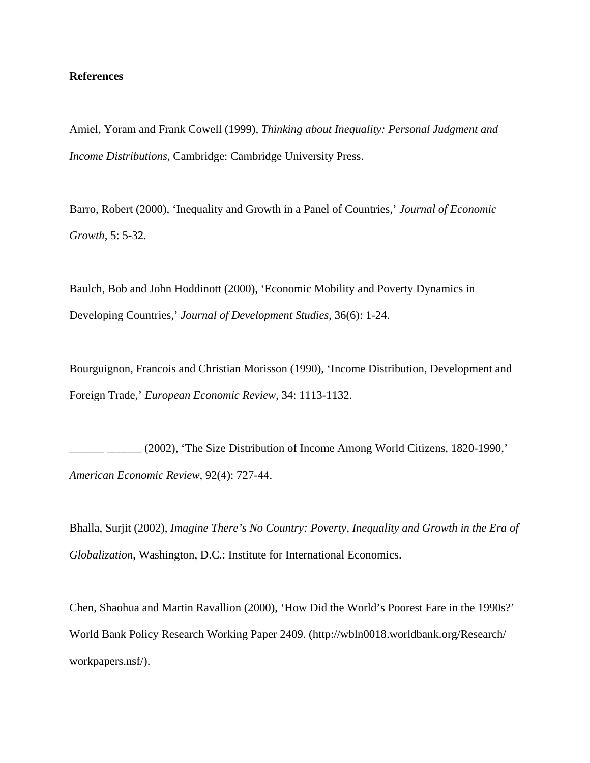**References**

Amiel, Yoram and Frank Cowell (1999), *Thinking about Inequality: Personal Judgment and Income Distributions*, Cambridge: Cambridge University Press.

Barro, Robert (2000), 'Inequality and Growth in a Panel of Countries,' *Journal of Economic Growth*, 5: 5-32.

Baulch, Bob and John Hoddinott (2000), 'Economic Mobility and Poverty Dynamics in Developing Countries,' *Journal of Development Studies*, 36(6): 1-24.

Bourguignon, Francois and Christian Morisson (1990), 'Income Distribution, Development and Foreign Trade,' *European Economic Review*, 34: 1113-1132.

\_\_\_\_\_\_ \_\_\_\_\_\_ (2002), 'The Size Distribution of Income Among World Citizens, 1820-1990,' *American Economic Review*, 92(4): 727-44.

Bhalla, Surjit (2002), *Imagine There's No Country: Poverty, Inequality and Growth in the Era of Globalization*, Washington, D.C.: Institute for International Economics.

Chen, Shaohua and Martin Ravallion (2000), 'How Did the World's Poorest Fare in the 1990s?' World Bank Policy Research Working Paper 2409. (http://wbln0018.worldbank.org/Research/workpapers.nsf/).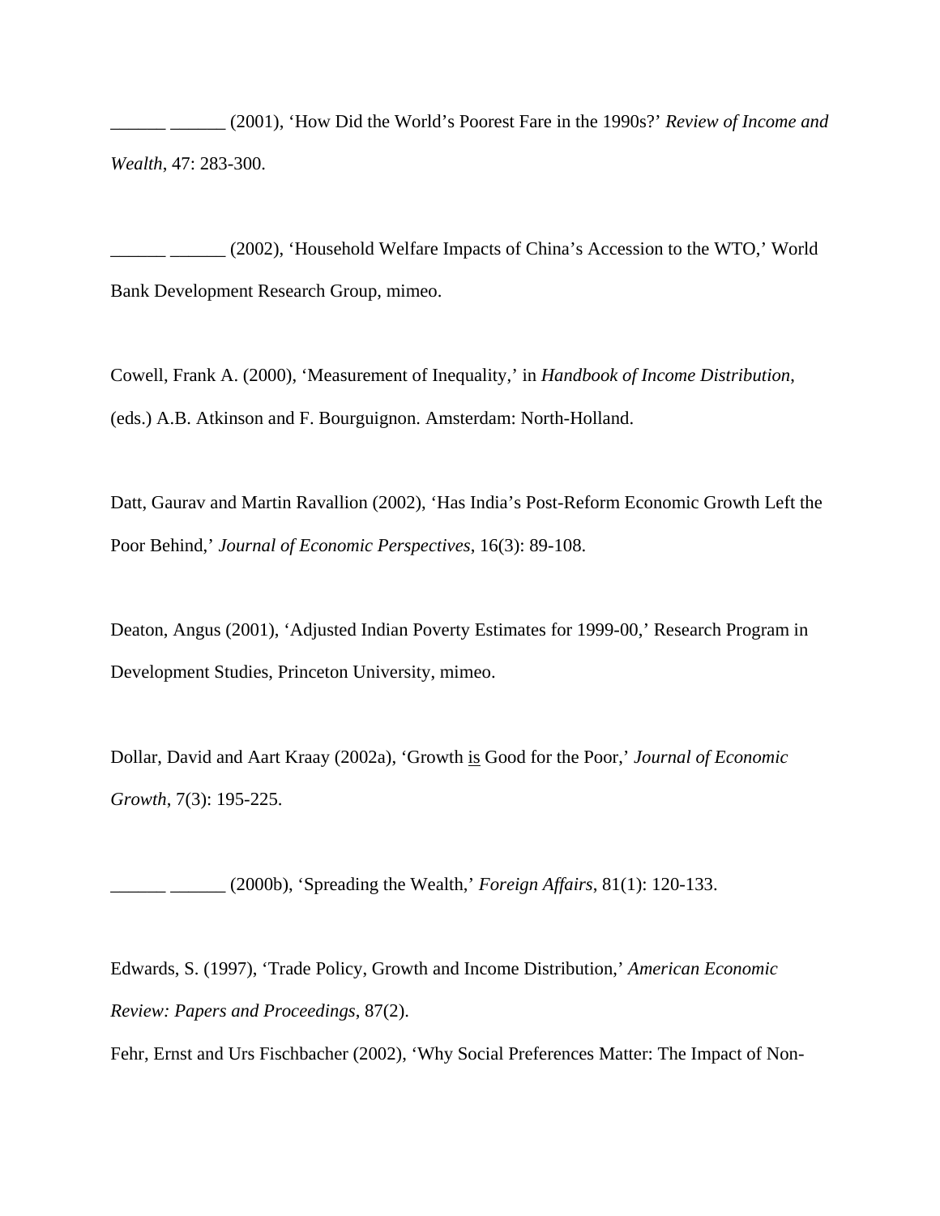______ ______ (2001), 'How Did the World's Poorest Fare in the 1990s?' *Review of Income and Wealth*, 47: 283-300.

______ ______ (2002), 'Household Welfare Impacts of China's Accession to the WTO,' World Bank Development Research Group, mimeo.

Cowell, Frank A. (2000), 'Measurement of Inequality,' in *Handbook of Income Distribution*, (eds.) A.B. Atkinson and F. Bourguignon. Amsterdam: North-Holland.

Datt, Gaurav and Martin Ravallion (2002), 'Has India's Post-Reform Economic Growth Left the Poor Behind,' *Journal of Economic Perspectives*, 16(3): 89-108.

Deaton, Angus (2001), 'Adjusted Indian Poverty Estimates for 1999-00,' Research Program in Development Studies, Princeton University, mimeo.

Dollar, David and Aart Kraay (2002a), 'Growth is Good for the Poor,' *Journal of Economic Growth*, 7(3): 195-225.

______ ______ (2000b), 'Spreading the Wealth,' *Foreign Affairs*, 81(1): 120-133.

Edwards, S. (1997), 'Trade Policy, Growth and Income Distribution,' *American Economic Review: Papers and Proceedings*, 87(2).

Fehr, Ernst and Urs Fischbacher (2002), 'Why Social Preferences Matter: The Impact of Non-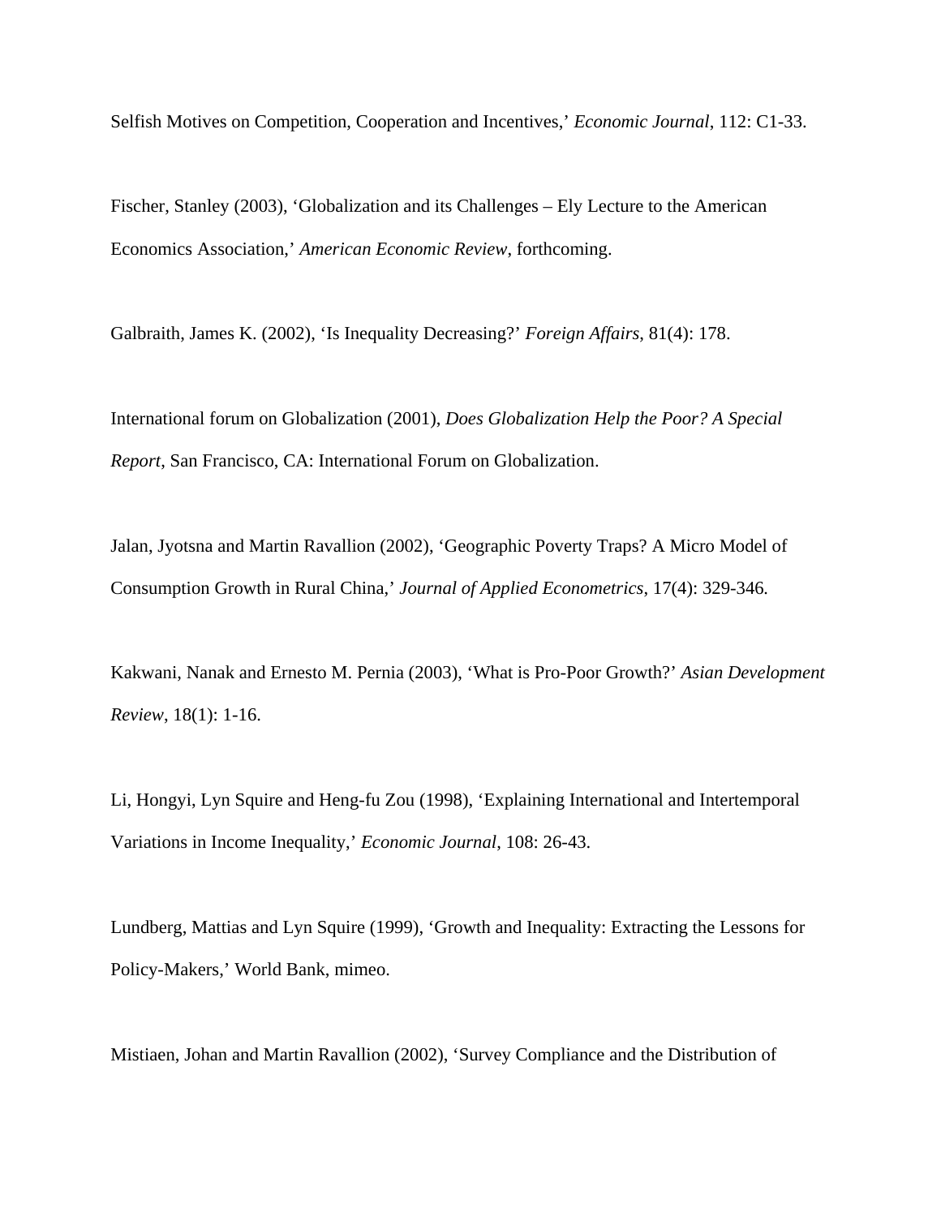Selfish Motives on Competition, Cooperation and Incentives,' *Economic Journal*, 112: C1-33.

Fischer, Stanley (2003), 'Globalization and its Challenges – Ely Lecture to the American Economics Association,' *American Economic Review*, forthcoming.

Galbraith, James K. (2002), 'Is Inequality Decreasing?' *Foreign Affairs*, 81(4): 178.

International forum on Globalization (2001), *Does Globalization Help the Poor? A Special Report*, San Francisco, CA: International Forum on Globalization.

Jalan, Jyotsna and Martin Ravallion (2002), 'Geographic Poverty Traps? A Micro Model of Consumption Growth in Rural China,' *Journal of Applied Econometrics*, 17(4): 329-346.

Kakwani, Nanak and Ernesto M. Pernia (2003), 'What is Pro-Poor Growth?' *Asian Development Review*, 18(1): 1-16.

Li, Hongyi, Lyn Squire and Heng-fu Zou (1998), 'Explaining International and Intertemporal Variations in Income Inequality,' *Economic Journal*, 108: 26-43.

Lundberg, Mattias and Lyn Squire (1999), 'Growth and Inequality: Extracting the Lessons for Policy-Makers,' World Bank, mimeo.

Mistiaen, Johan and Martin Ravallion (2002), 'Survey Compliance and the Distribution of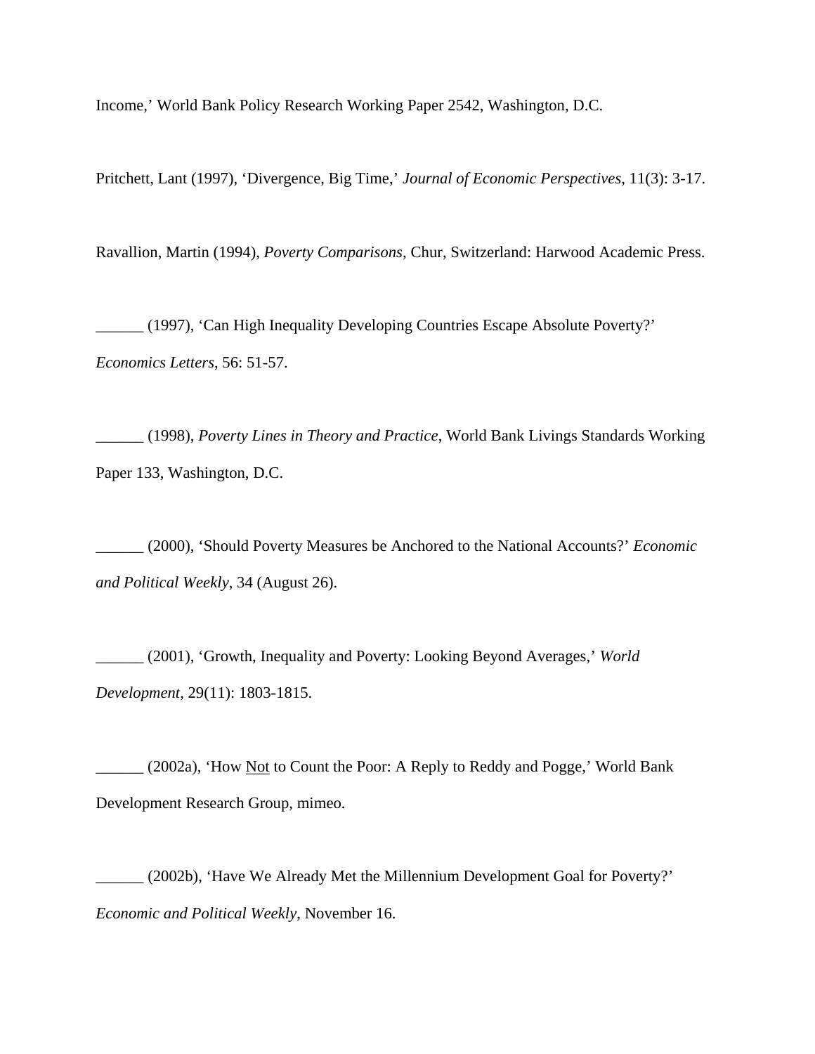Income,' World Bank Policy Research Working Paper 2542, Washington, D.C.

Pritchett, Lant (1997), 'Divergence, Big Time,' *Journal of Economic Perspectives*, 11(3): 3-17.

Ravallion, Martin (1994), *Poverty Comparisons*, Chur, Switzerland: Harwood Academic Press.

______ (1997), 'Can High Inequality Developing Countries Escape Absolute Poverty?' *Economics Letters*, 56: 51-57.

______ (1998), *Poverty Lines in Theory and Practice*, World Bank Livings Standards Working Paper 133, Washington, D.C.

______ (2000), 'Should Poverty Measures be Anchored to the National Accounts?' *Economic and Political Weekly*, 34 (August 26).

______ (2001), 'Growth, Inequality and Poverty: Looking Beyond Averages,' *World Development*, 29(11): 1803-1815.

______ (2002a), 'How Not to Count the Poor: A Reply to Reddy and Pogge,' World Bank Development Research Group, mimeo.

______ (2002b), 'Have We Already Met the Millennium Development Goal for Poverty?' *Economic and Political Weekly*, November 16.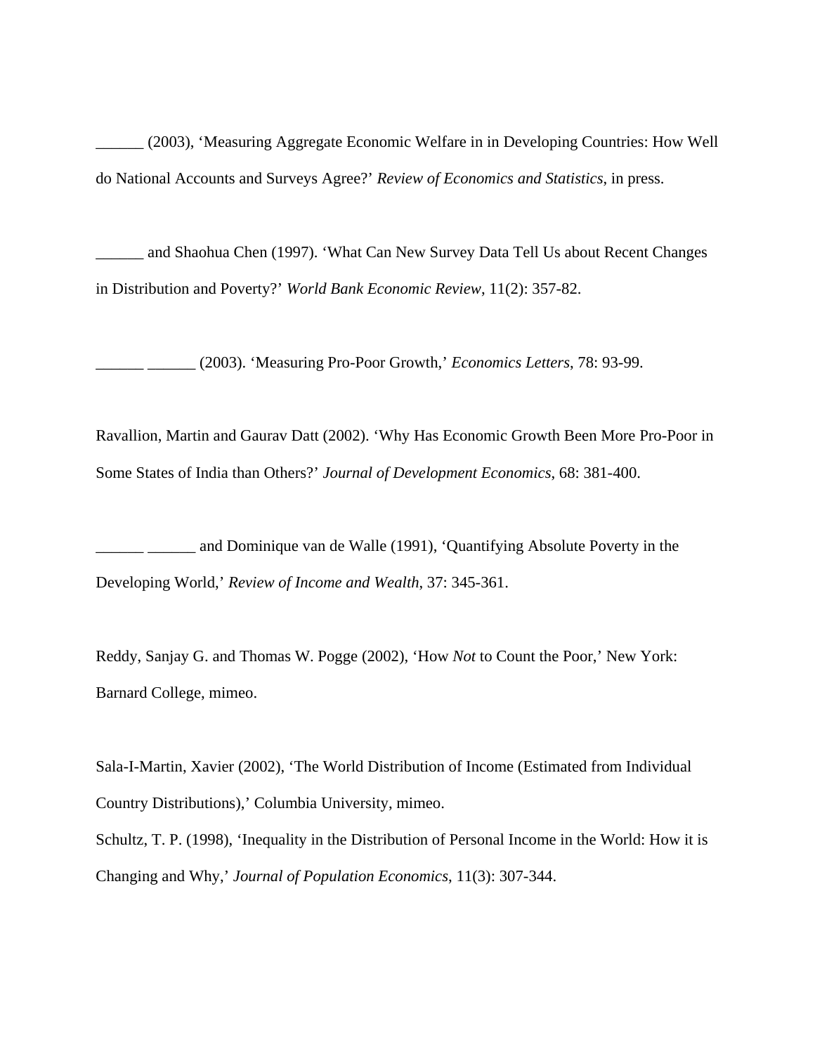______ (2003), 'Measuring Aggregate Economic Welfare in in Developing Countries: How Well do National Accounts and Surveys Agree?' *Review of Economics and Statistics*, in press.

______ and Shaohua Chen (1997). 'What Can New Survey Data Tell Us about Recent Changes in Distribution and Poverty?' *World Bank Economic Review*, 11(2): 357-82.

______ ______ (2003). 'Measuring Pro-Poor Growth,' *Economics Letters*, 78: 93-99.

Ravallion, Martin and Gaurav Datt (2002). 'Why Has Economic Growth Been More Pro-Poor in Some States of India than Others?' *Journal of Development Economics*, 68: 381-400.

______ ______ and Dominique van de Walle (1991), 'Quantifying Absolute Poverty in the Developing World,' *Review of Income and Wealth*, 37: 345-361.

Reddy, Sanjay G. and Thomas W. Pogge (2002), 'How *Not* to Count the Poor,' New York: Barnard College, mimeo.

Sala-I-Martin, Xavier (2002), 'The World Distribution of Income (Estimated from Individual Country Distributions),' Columbia University, mimeo.

Schultz, T. P. (1998), 'Inequality in the Distribution of Personal Income in the World: How it is Changing and Why,' *Journal of Population Economics*, 11(3): 307-344.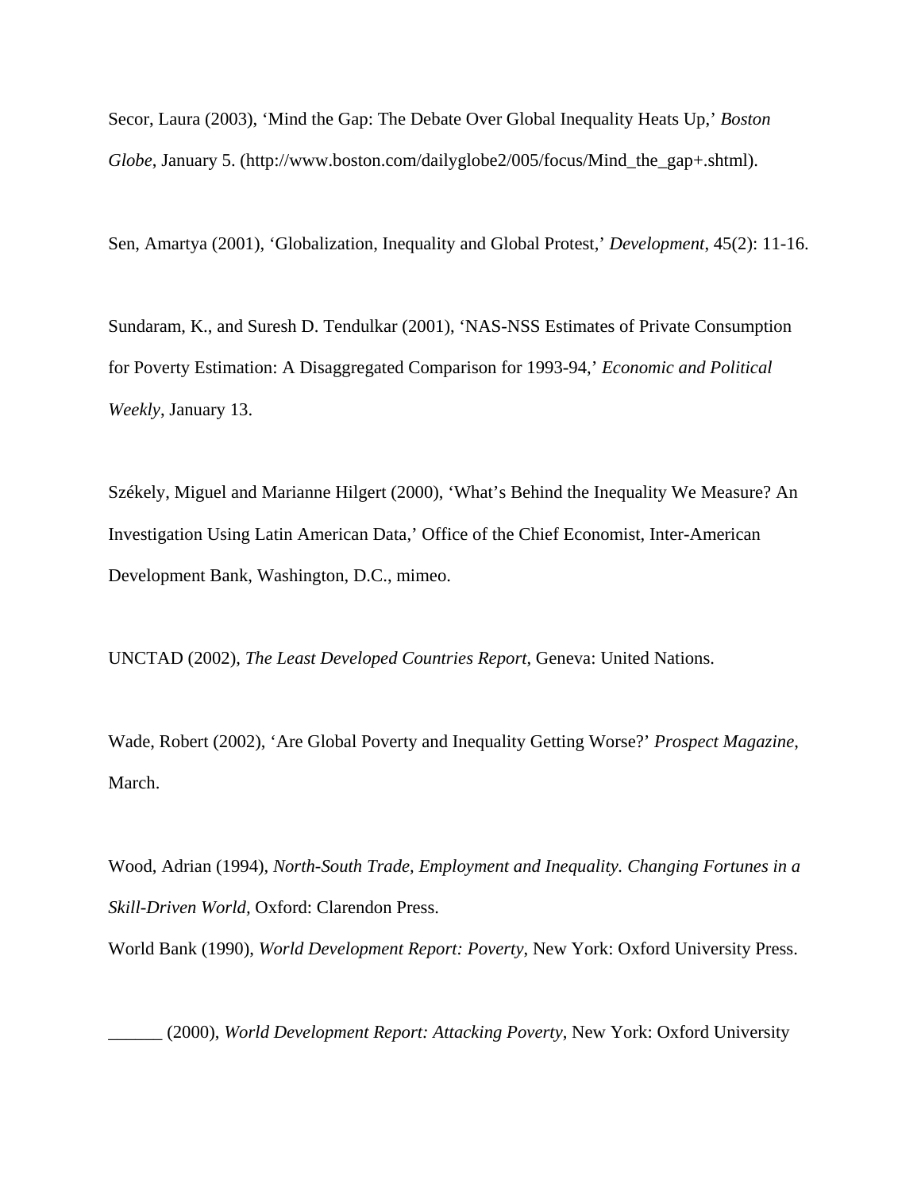Secor, Laura (2003), 'Mind the Gap: The Debate Over Global Inequality Heats Up,' *Boston Globe*, January 5. (http://www.boston.com/dailyglobe2/005/focus/Mind_the_gap+.shtml).

Sen, Amartya (2001), 'Globalization, Inequality and Global Protest,' *Development*, 45(2): 11-16.

Sundaram, K., and Suresh D. Tendulkar (2001), 'NAS-NSS Estimates of Private Consumption for Poverty Estimation: A Disaggregated Comparison for 1993-94,' *Economic and Political Weekly*, January 13.

Székely, Miguel and Marianne Hilgert (2000), 'What's Behind the Inequality We Measure? An Investigation Using Latin American Data,' Office of the Chief Economist, Inter-American Development Bank, Washington, D.C., mimeo.

UNCTAD (2002), *The Least Developed Countries Report*, Geneva: United Nations.

Wade, Robert (2002), 'Are Global Poverty and Inequality Getting Worse?' *Prospect Magazine*, March.

Wood, Adrian (1994), *North-South Trade, Employment and Inequality. Changing Fortunes in a Skill-Driven World*, Oxford: Clarendon Press.

World Bank (1990), *World Development Report: Poverty*, New York: Oxford University Press.

______ (2000), *World Development Report: Attacking Poverty*, New York: Oxford University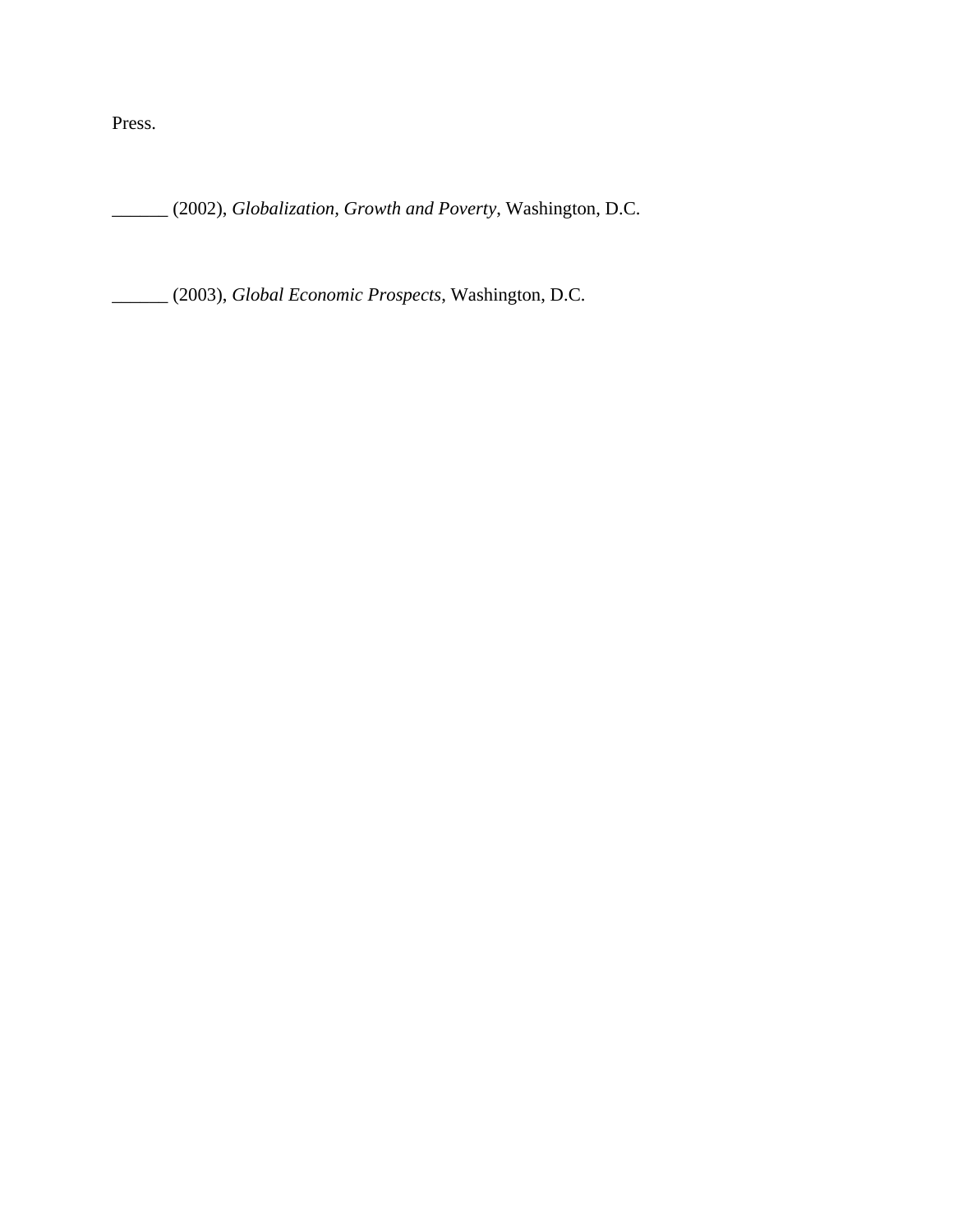Press.

______ (2002), *Globalization*, *Growth and Poverty*, Washington, D.C.

______ (2003), *Global Economic Prospects*, Washington, D.C.